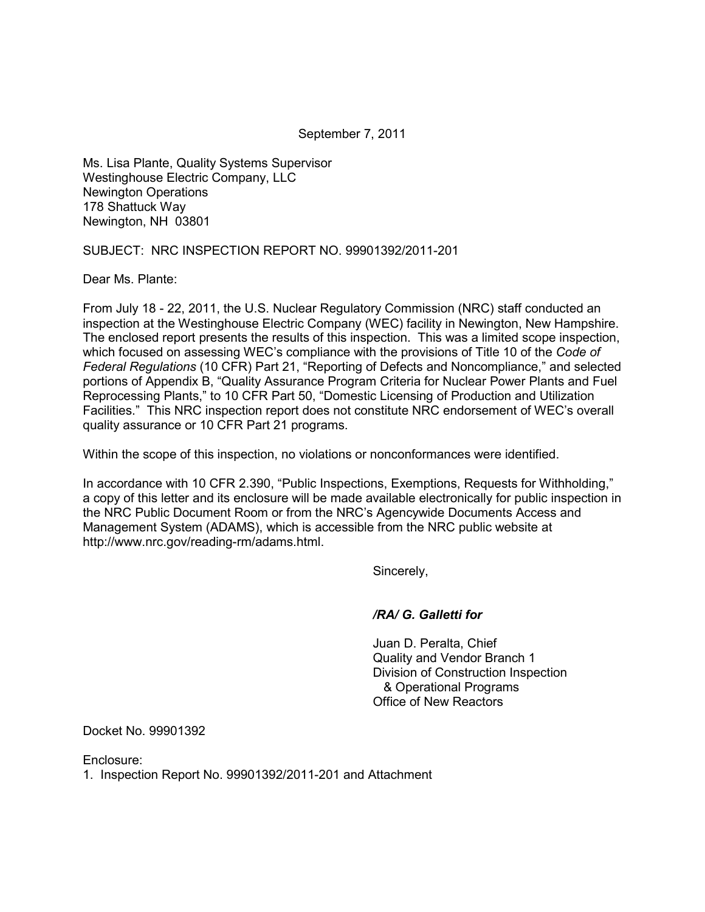September 7, 2011

Ms. Lisa Plante, Quality Systems Supervisor
Westinghouse Electric Company, LLC
Newington Operations
178 Shattuck Way
Newington, NH 03801

SUBJECT: NRC INSPECTION REPORT NO. 99901392/2011-201

Dear Ms. Plante:

From July 18 - 22, 2011, the U.S. Nuclear Regulatory Commission (NRC) staff conducted an inspection at the Westinghouse Electric Company (WEC) facility in Newington, New Hampshire. The enclosed report presents the results of this inspection. This was a limited scope inspection, which focused on assessing WEC's compliance with the provisions of Title 10 of the *Code of Federal Regulations* (10 CFR) Part 21, "Reporting of Defects and Noncompliance," and selected portions of Appendix B, "Quality Assurance Program Criteria for Nuclear Power Plants and Fuel Reprocessing Plants," to 10 CFR Part 50, "Domestic Licensing of Production and Utilization Facilities." This NRC inspection report does not constitute NRC endorsement of WEC's overall quality assurance or 10 CFR Part 21 programs.

Within the scope of this inspection, no violations or nonconformances were identified.

In accordance with 10 CFR 2.390, "Public Inspections, Exemptions, Requests for Withholding," a copy of this letter and its enclosure will be made available electronically for public inspection in the NRC Public Document Room or from the NRC's Agencywide Documents Access and Management System (ADAMS), which is accessible from the NRC public website at http://www.nrc.gov/reading-rm/adams.html.

Sincerely,

***/RA/ G. Galletti for***

Juan D. Peralta, Chief
Quality and Vendor Branch 1
Division of Construction Inspection
& Operational Programs
Office of New Reactors

Docket No. 99901392

Enclosure:
1. Inspection Report No. 99901392/2011-201 and Attachment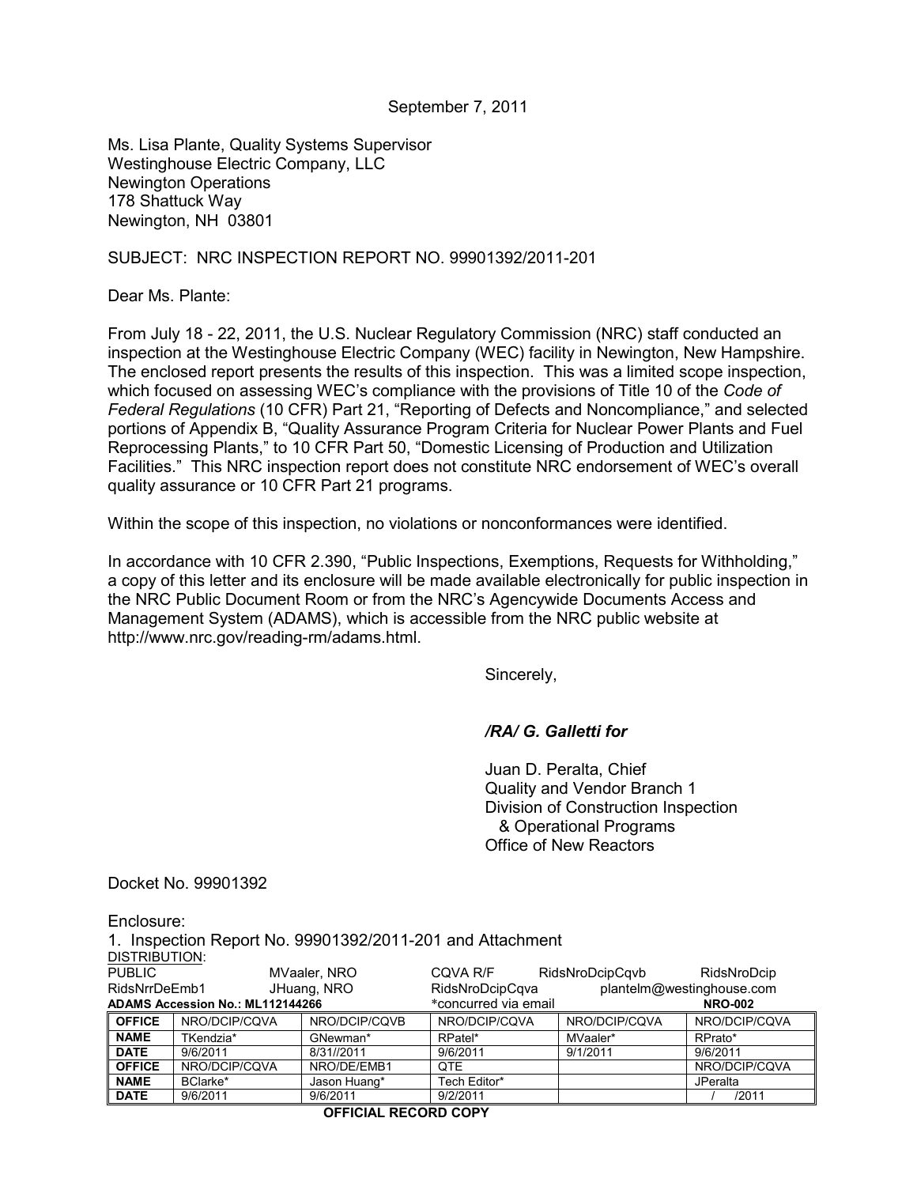September 7, 2011

Ms. Lisa Plante, Quality Systems Supervisor
Westinghouse Electric Company, LLC
Newington Operations
178 Shattuck Way
Newington, NH 03801

SUBJECT: NRC INSPECTION REPORT NO. 99901392/2011-201

Dear Ms. Plante:

From July 18 - 22, 2011, the U.S. Nuclear Regulatory Commission (NRC) staff conducted an inspection at the Westinghouse Electric Company (WEC) facility in Newington, New Hampshire. The enclosed report presents the results of this inspection. This was a limited scope inspection, which focused on assessing WEC's compliance with the provisions of Title 10 of the *Code of Federal Regulations* (10 CFR) Part 21, "Reporting of Defects and Noncompliance," and selected portions of Appendix B, "Quality Assurance Program Criteria for Nuclear Power Plants and Fuel Reprocessing Plants," to 10 CFR Part 50, "Domestic Licensing of Production and Utilization Facilities." This NRC inspection report does not constitute NRC endorsement of WEC's overall quality assurance or 10 CFR Part 21 programs.

Within the scope of this inspection, no violations or nonconformances were identified.

In accordance with 10 CFR 2.390, "Public Inspections, Exemptions, Requests for Withholding," a copy of this letter and its enclosure will be made available electronically for public inspection in the NRC Public Document Room or from the NRC's Agencywide Documents Access and Management System (ADAMS), which is accessible from the NRC public website at http://www.nrc.gov/reading-rm/adams.html.

Sincerely,

***/RA/ G. Galletti for***

Juan D. Peralta, Chief
Quality and Vendor Branch 1
Division of Construction Inspection
& Operational Programs
Office of New Reactors

Docket No. 99901392

Enclosure:
1. Inspection Report No. 99901392/2011-201 and Attachment

DISTRIBUTION:
PUBLIC MVaaler, NRO CQVA R/F RidsNroDcipCqvb RidsNroDcip
RidsNrrDeEmb1 JHuang, NRO RidsNroDcipCqva plantelm@westinghouse.com

**ADAMS Accession No.: ML112144266** *concurred via email **NRO-002**

| **OFFICE** | NRO/DCIP/CQVA | NRO/DCIP/CQVB | NRO/DCIP/CQVA | NRO/DCIP/CQVA | NRO/DCIP/CQVA |
|---|---|---|---|---|---|
| **NAME** | TKendzia* | GNewman* | RPatel* | MVaaler* | RPrato* |
| **DATE** | 9/6/2011 | 8/31//2011 | 9/6/2011 | 9/1/2011 | 9/6/2011 |
| **OFFICE** | NRO/DCIP/CQVA | NRO/DE/EMB1 | QTE | | NRO/DCIP/CQVA |
| **NAME** | BClarke* | Jason Huang* | Tech Editor* | | JPeralta |
| **DATE** | 9/6/2011 | 9/6/2011 | 9/2/2011 | | / /2011 |

**OFFICIAL RECORD COPY**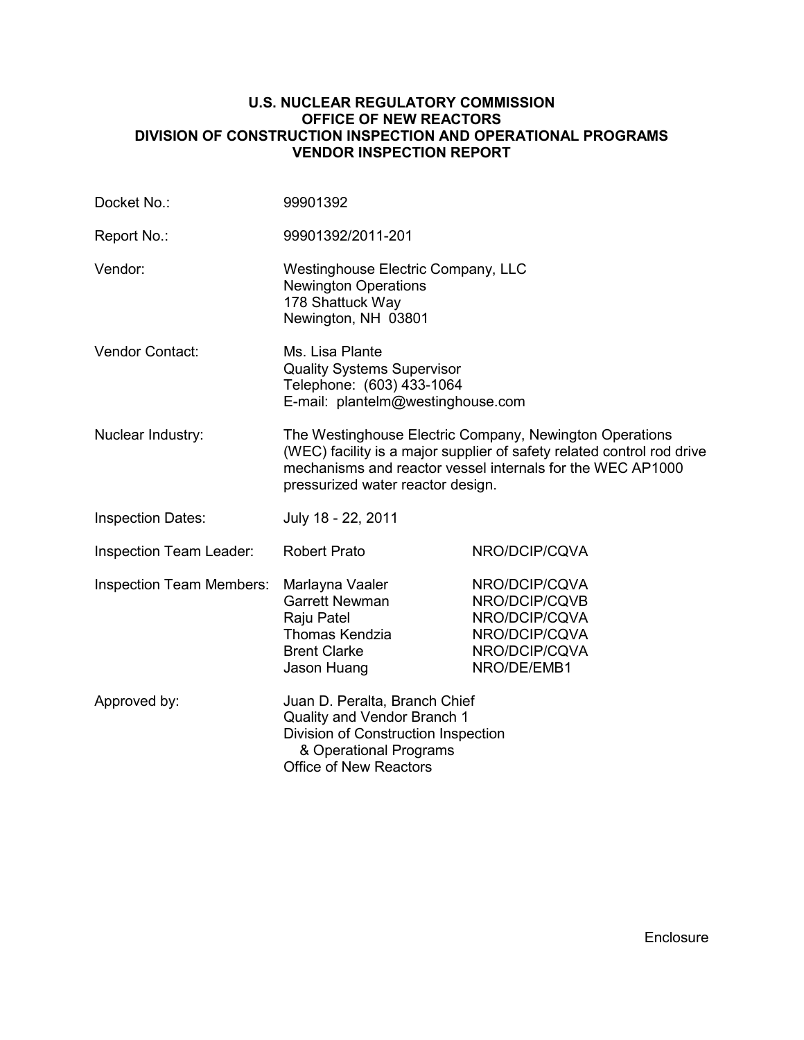**U.S. NUCLEAR REGULATORY COMMISSION**
**OFFICE OF NEW REACTORS**
**DIVISION OF CONSTRUCTION INSPECTION AND OPERATIONAL PROGRAMS**
**VENDOR INSPECTION REPORT**

| | | |
|---|---|---|
| Docket No.: | 99901392 | |
| Report No.: | 99901392/2011-201 | |
| Vendor: | Westinghouse Electric Company, LLC<br>Newington Operations<br>178 Shattuck Way<br>Newington, NH 03801 | |
| Vendor Contact: | Ms. Lisa Plante<br>Quality Systems Supervisor<br>Telephone: (603) 433-1064<br>E-mail: plantelm@westinghouse.com | |
| Nuclear Industry: | The Westinghouse Electric Company, Newington Operations (WEC) facility is a major supplier of safety related control rod drive mechanisms and reactor vessel internals for the WEC AP1000 pressurized water reactor design. | |
| Inspection Dates: | July 18 - 22, 2011 | |
| Inspection Team Leader: | Robert Prato | NRO/DCIP/CQVA |
| Inspection Team Members: | Marlayna Vaaler<br>Garrett Newman<br>Raju Patel<br>Thomas Kendzia<br>Brent Clarke<br>Jason Huang | NRO/DCIP/CQVA<br>NRO/DCIP/CQVB<br>NRO/DCIP/CQVA<br>NRO/DCIP/CQVA<br>NRO/DCIP/CQVA<br>NRO/DE/EMB1 |
| Approved by: | Juan D. Peralta, Branch Chief<br>Quality and Vendor Branch 1<br>Division of Construction Inspection & Operational Programs<br>Office of New Reactors | |

Enclosure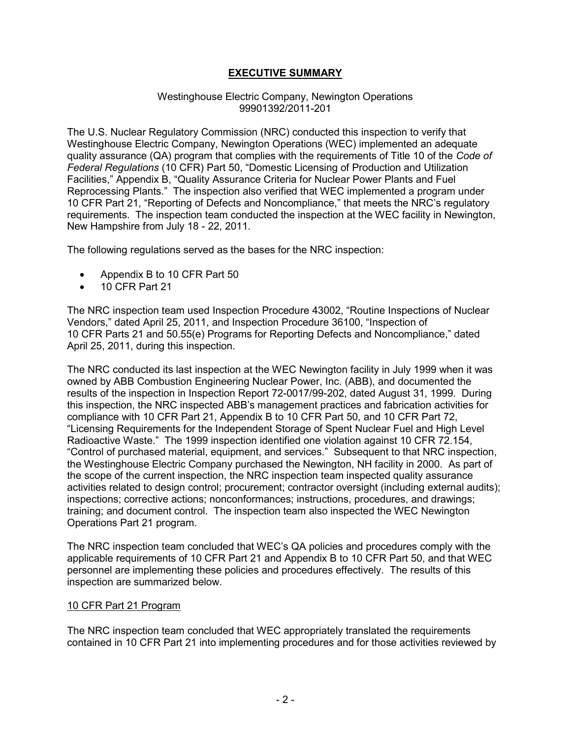# EXECUTIVE SUMMARY

Westinghouse Electric Company, Newington Operations
99901392/2011-201

The U.S. Nuclear Regulatory Commission (NRC) conducted this inspection to verify that Westinghouse Electric Company, Newington Operations (WEC) implemented an adequate quality assurance (QA) program that complies with the requirements of Title 10 of the *Code of Federal Regulations* (10 CFR) Part 50, "Domestic Licensing of Production and Utilization Facilities," Appendix B, "Quality Assurance Criteria for Nuclear Power Plants and Fuel Reprocessing Plants." The inspection also verified that WEC implemented a program under 10 CFR Part 21, "Reporting of Defects and Noncompliance," that meets the NRC's regulatory requirements. The inspection team conducted the inspection at the WEC facility in Newington, New Hampshire from July 18 - 22, 2011.

The following regulations served as the bases for the NRC inspection:

- Appendix B to 10 CFR Part 50
- 10 CFR Part 21

The NRC inspection team used Inspection Procedure 43002, "Routine Inspections of Nuclear Vendors," dated April 25, 2011, and Inspection Procedure 36100, "Inspection of 10 CFR Parts 21 and 50.55(e) Programs for Reporting Defects and Noncompliance," dated April 25, 2011, during this inspection.

The NRC conducted its last inspection at the WEC Newington facility in July 1999 when it was owned by ABB Combustion Engineering Nuclear Power, Inc. (ABB), and documented the results of the inspection in Inspection Report 72-0017/99-202, dated August 31, 1999. During this inspection, the NRC inspected ABB's management practices and fabrication activities for compliance with 10 CFR Part 21, Appendix B to 10 CFR Part 50, and 10 CFR Part 72, "Licensing Requirements for the Independent Storage of Spent Nuclear Fuel and High Level Radioactive Waste." The 1999 inspection identified one violation against 10 CFR 72.154, "Control of purchased material, equipment, and services." Subsequent to that NRC inspection, the Westinghouse Electric Company purchased the Newington, NH facility in 2000. As part of the scope of the current inspection, the NRC inspection team inspected quality assurance activities related to design control; procurement; contractor oversight (including external audits); inspections; corrective actions; nonconformances; instructions, procedures, and drawings; training; and document control. The inspection team also inspected the WEC Newington Operations Part 21 program.

The NRC inspection team concluded that WEC's QA policies and procedures comply with the applicable requirements of 10 CFR Part 21 and Appendix B to 10 CFR Part 50, and that WEC personnel are implementing these policies and procedures effectively. The results of this inspection are summarized below.

## 10 CFR Part 21 Program

The NRC inspection team concluded that WEC appropriately translated the requirements contained in 10 CFR Part 21 into implementing procedures and for those activities reviewed by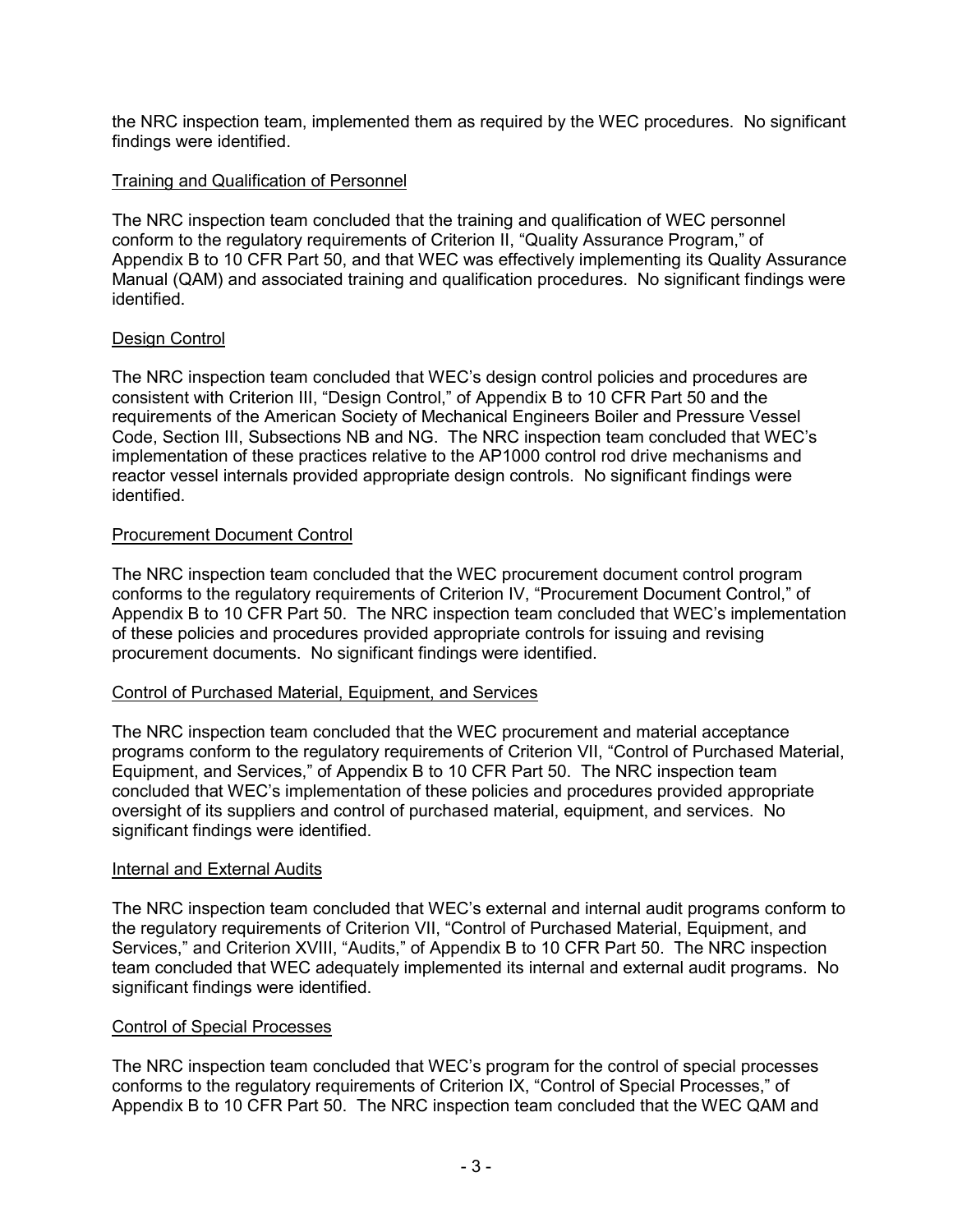the NRC inspection team, implemented them as required by the WEC procedures. No significant findings were identified.

### Training and Qualification of Personnel

The NRC inspection team concluded that the training and qualification of WEC personnel conform to the regulatory requirements of Criterion II, "Quality Assurance Program," of Appendix B to 10 CFR Part 50, and that WEC was effectively implementing its Quality Assurance Manual (QAM) and associated training and qualification procedures. No significant findings were identified.

### Design Control

The NRC inspection team concluded that WEC's design control policies and procedures are consistent with Criterion III, "Design Control," of Appendix B to 10 CFR Part 50 and the requirements of the American Society of Mechanical Engineers Boiler and Pressure Vessel Code, Section III, Subsections NB and NG. The NRC inspection team concluded that WEC's implementation of these practices relative to the AP1000 control rod drive mechanisms and reactor vessel internals provided appropriate design controls. No significant findings were identified.

### Procurement Document Control

The NRC inspection team concluded that the WEC procurement document control program conforms to the regulatory requirements of Criterion IV, "Procurement Document Control," of Appendix B to 10 CFR Part 50. The NRC inspection team concluded that WEC's implementation of these policies and procedures provided appropriate controls for issuing and revising procurement documents. No significant findings were identified.

### Control of Purchased Material, Equipment, and Services

The NRC inspection team concluded that the WEC procurement and material acceptance programs conform to the regulatory requirements of Criterion VII, "Control of Purchased Material, Equipment, and Services," of Appendix B to 10 CFR Part 50. The NRC inspection team concluded that WEC's implementation of these policies and procedures provided appropriate oversight of its suppliers and control of purchased material, equipment, and services. No significant findings were identified.

### Internal and External Audits

The NRC inspection team concluded that WEC's external and internal audit programs conform to the regulatory requirements of Criterion VII, "Control of Purchased Material, Equipment, and Services," and Criterion XVIII, "Audits," of Appendix B to 10 CFR Part 50. The NRC inspection team concluded that WEC adequately implemented its internal and external audit programs. No significant findings were identified.

### Control of Special Processes

The NRC inspection team concluded that WEC's program for the control of special processes conforms to the regulatory requirements of Criterion IX, "Control of Special Processes," of Appendix B to 10 CFR Part 50. The NRC inspection team concluded that the WEC QAM and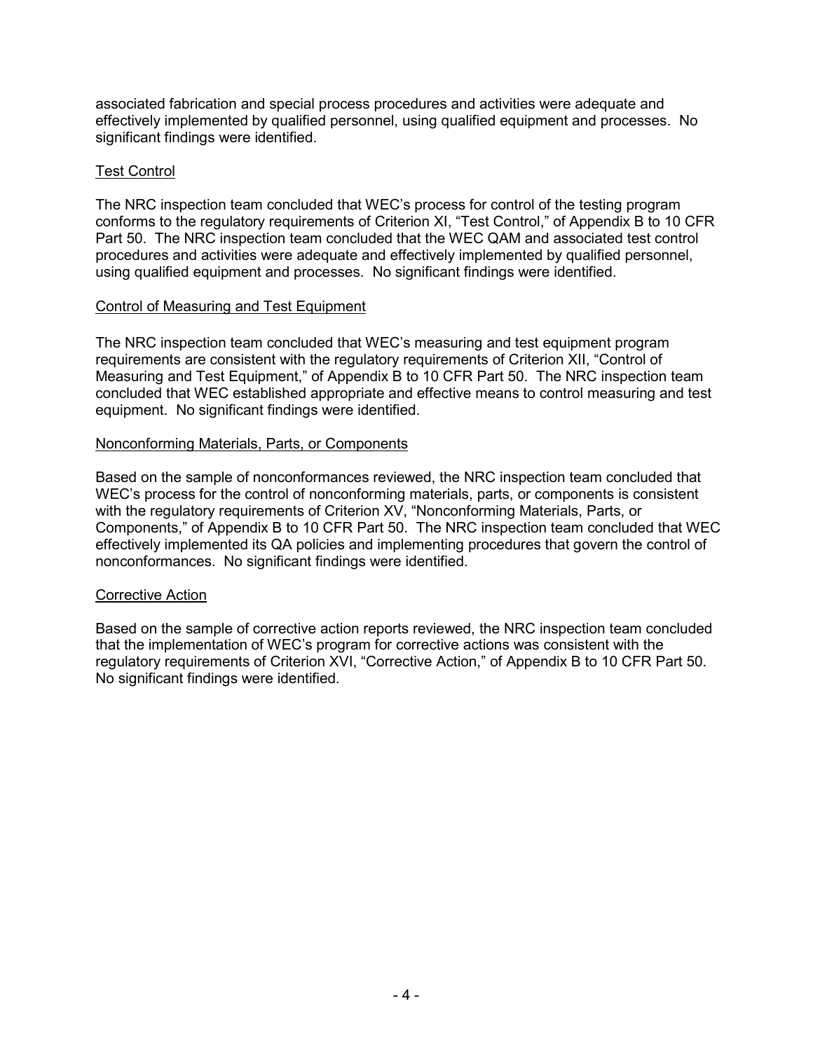associated fabrication and special process procedures and activities were adequate and effectively implemented by qualified personnel, using qualified equipment and processes. No significant findings were identified.

## Test Control

The NRC inspection team concluded that WEC's process for control of the testing program conforms to the regulatory requirements of Criterion XI, "Test Control," of Appendix B to 10 CFR Part 50. The NRC inspection team concluded that the WEC QAM and associated test control procedures and activities were adequate and effectively implemented by qualified personnel, using qualified equipment and processes. No significant findings were identified.

## Control of Measuring and Test Equipment

The NRC inspection team concluded that WEC's measuring and test equipment program requirements are consistent with the regulatory requirements of Criterion XII, "Control of Measuring and Test Equipment," of Appendix B to 10 CFR Part 50. The NRC inspection team concluded that WEC established appropriate and effective means to control measuring and test equipment. No significant findings were identified.

## Nonconforming Materials, Parts, or Components

Based on the sample of nonconformances reviewed, the NRC inspection team concluded that WEC's process for the control of nonconforming materials, parts, or components is consistent with the regulatory requirements of Criterion XV, "Nonconforming Materials, Parts, or Components," of Appendix B to 10 CFR Part 50. The NRC inspection team concluded that WEC effectively implemented its QA policies and implementing procedures that govern the control of nonconformances. No significant findings were identified.

## Corrective Action

Based on the sample of corrective action reports reviewed, the NRC inspection team concluded that the implementation of WEC's program for corrective actions was consistent with the regulatory requirements of Criterion XVI, "Corrective Action," of Appendix B to 10 CFR Part 50. No significant findings were identified.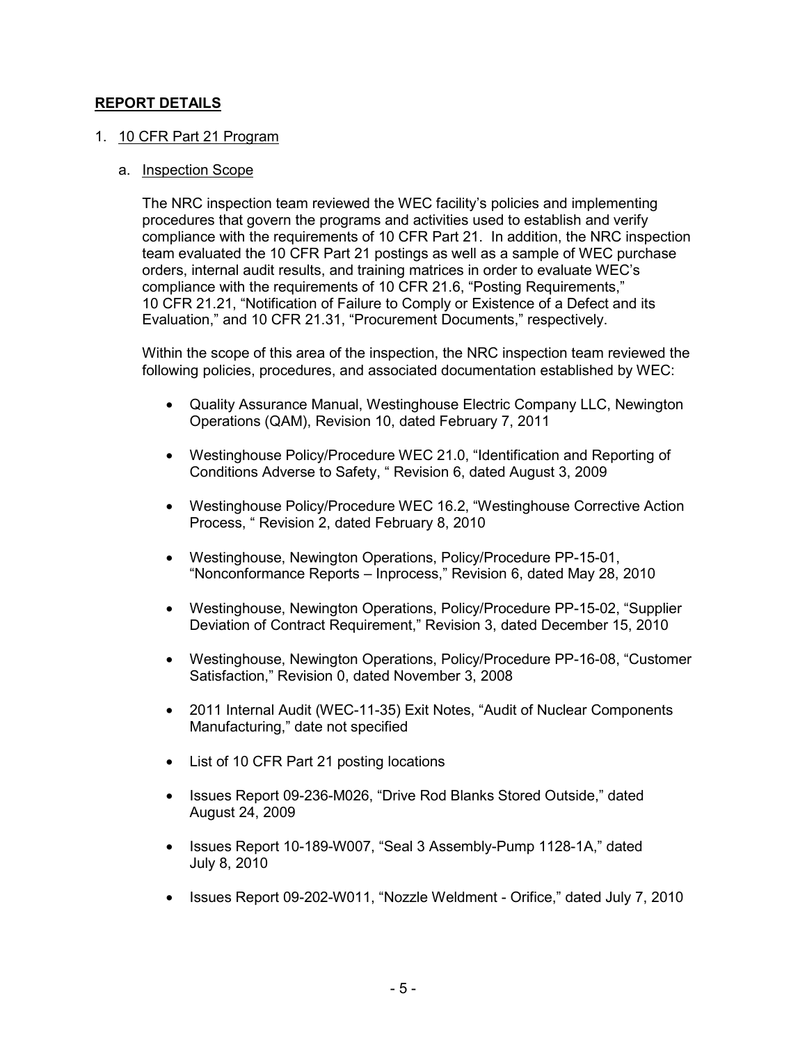## REPORT DETAILS

1. 10 CFR Part 21 Program

   a. Inspection Scope

   The NRC inspection team reviewed the WEC facility's policies and implementing procedures that govern the programs and activities used to establish and verify compliance with the requirements of 10 CFR Part 21. In addition, the NRC inspection team evaluated the 10 CFR Part 21 postings as well as a sample of WEC purchase orders, internal audit results, and training matrices in order to evaluate WEC's compliance with the requirements of 10 CFR 21.6, "Posting Requirements," 10 CFR 21.21, "Notification of Failure to Comply or Existence of a Defect and its Evaluation," and 10 CFR 21.31, "Procurement Documents," respectively.

   Within the scope of this area of the inspection, the NRC inspection team reviewed the following policies, procedures, and associated documentation established by WEC:

   - Quality Assurance Manual, Westinghouse Electric Company LLC, Newington Operations (QAM), Revision 10, dated February 7, 2011
   - Westinghouse Policy/Procedure WEC 21.0, "Identification and Reporting of Conditions Adverse to Safety, " Revision 6, dated August 3, 2009
   - Westinghouse Policy/Procedure WEC 16.2, "Westinghouse Corrective Action Process, " Revision 2, dated February 8, 2010
   - Westinghouse, Newington Operations, Policy/Procedure PP-15-01, "Nonconformance Reports – Inprocess," Revision 6, dated May 28, 2010
   - Westinghouse, Newington Operations, Policy/Procedure PP-15-02, "Supplier Deviation of Contract Requirement," Revision 3, dated December 15, 2010
   - Westinghouse, Newington Operations, Policy/Procedure PP-16-08, "Customer Satisfaction," Revision 0, dated November 3, 2008
   - 2011 Internal Audit (WEC-11-35) Exit Notes, "Audit of Nuclear Components Manufacturing," date not specified
   - List of 10 CFR Part 21 posting locations
   - Issues Report 09-236-M026, "Drive Rod Blanks Stored Outside," dated August 24, 2009
   - Issues Report 10-189-W007, "Seal 3 Assembly-Pump 1128-1A," dated July 8, 2010
   - Issues Report 09-202-W011, "Nozzle Weldment - Orifice," dated July 7, 2010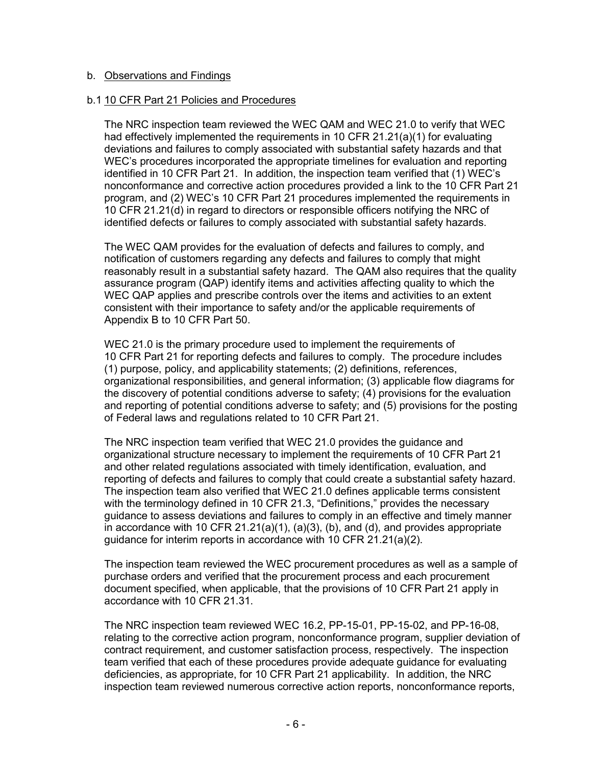b. Observations and Findings

b.1 10 CFR Part 21 Policies and Procedures

The NRC inspection team reviewed the WEC QAM and WEC 21.0 to verify that WEC had effectively implemented the requirements in 10 CFR 21.21(a)(1) for evaluating deviations and failures to comply associated with substantial safety hazards and that WEC's procedures incorporated the appropriate timelines for evaluation and reporting identified in 10 CFR Part 21. In addition, the inspection team verified that (1) WEC's nonconformance and corrective action procedures provided a link to the 10 CFR Part 21 program, and (2) WEC's 10 CFR Part 21 procedures implemented the requirements in 10 CFR 21.21(d) in regard to directors or responsible officers notifying the NRC of identified defects or failures to comply associated with substantial safety hazards.

The WEC QAM provides for the evaluation of defects and failures to comply, and notification of customers regarding any defects and failures to comply that might reasonably result in a substantial safety hazard. The QAM also requires that the quality assurance program (QAP) identify items and activities affecting quality to which the WEC QAP applies and prescribe controls over the items and activities to an extent consistent with their importance to safety and/or the applicable requirements of Appendix B to 10 CFR Part 50.

WEC 21.0 is the primary procedure used to implement the requirements of 10 CFR Part 21 for reporting defects and failures to comply. The procedure includes (1) purpose, policy, and applicability statements; (2) definitions, references, organizational responsibilities, and general information; (3) applicable flow diagrams for the discovery of potential conditions adverse to safety; (4) provisions for the evaluation and reporting of potential conditions adverse to safety; and (5) provisions for the posting of Federal laws and regulations related to 10 CFR Part 21.

The NRC inspection team verified that WEC 21.0 provides the guidance and organizational structure necessary to implement the requirements of 10 CFR Part 21 and other related regulations associated with timely identification, evaluation, and reporting of defects and failures to comply that could create a substantial safety hazard. The inspection team also verified that WEC 21.0 defines applicable terms consistent with the terminology defined in 10 CFR 21.3, "Definitions," provides the necessary guidance to assess deviations and failures to comply in an effective and timely manner in accordance with 10 CFR 21.21(a)(1), (a)(3), (b), and (d), and provides appropriate guidance for interim reports in accordance with 10 CFR 21.21(a)(2).

The inspection team reviewed the WEC procurement procedures as well as a sample of purchase orders and verified that the procurement process and each procurement document specified, when applicable, that the provisions of 10 CFR Part 21 apply in accordance with 10 CFR 21.31.

The NRC inspection team reviewed WEC 16.2, PP-15-01, PP-15-02, and PP-16-08, relating to the corrective action program, nonconformance program, supplier deviation of contract requirement, and customer satisfaction process, respectively. The inspection team verified that each of these procedures provide adequate guidance for evaluating deficiencies, as appropriate, for 10 CFR Part 21 applicability. In addition, the NRC inspection team reviewed numerous corrective action reports, nonconformance reports,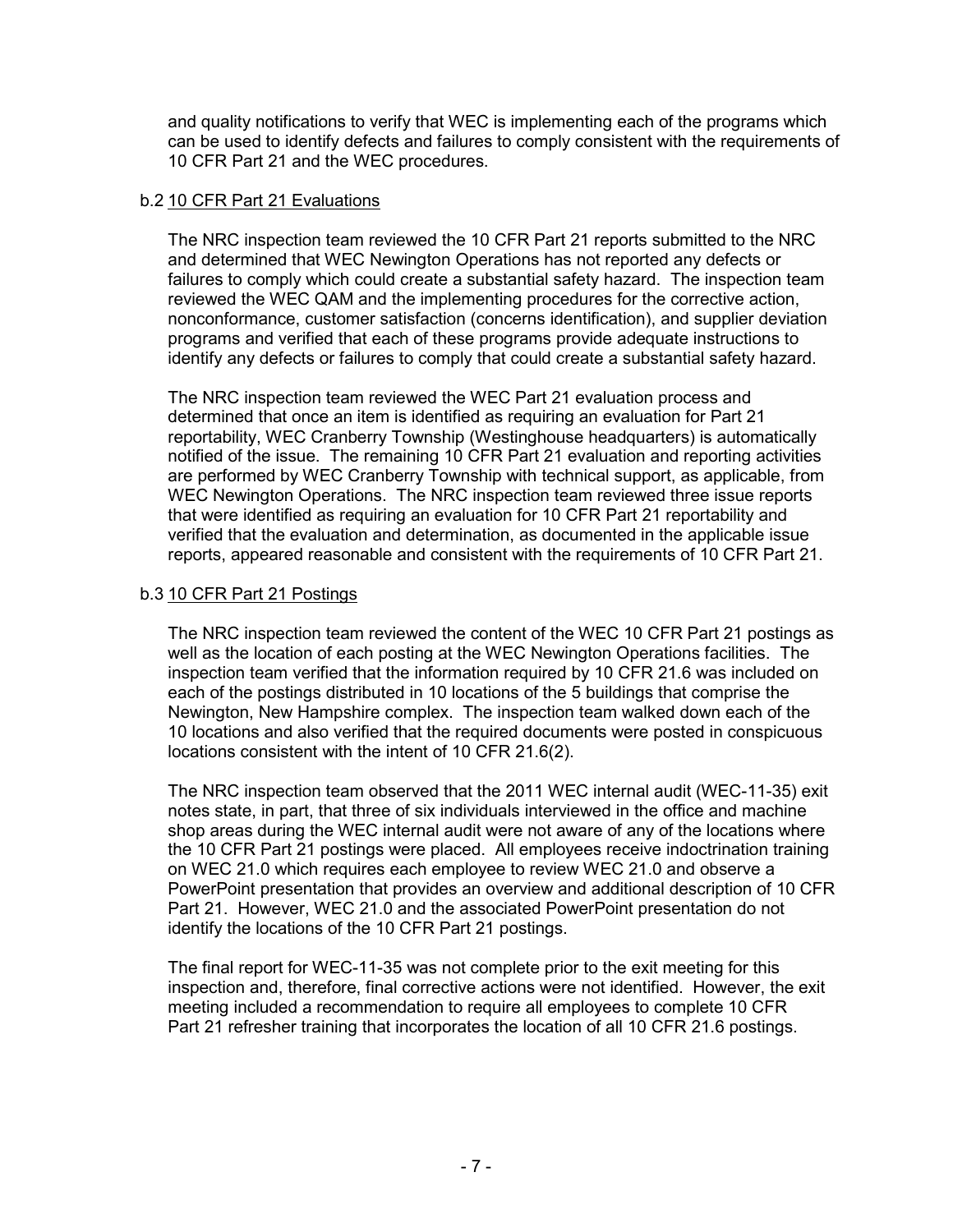and quality notifications to verify that WEC is implementing each of the programs which can be used to identify defects and failures to comply consistent with the requirements of 10 CFR Part 21 and the WEC procedures.

b.2 10 CFR Part 21 Evaluations

The NRC inspection team reviewed the 10 CFR Part 21 reports submitted to the NRC and determined that WEC Newington Operations has not reported any defects or failures to comply which could create a substantial safety hazard. The inspection team reviewed the WEC QAM and the implementing procedures for the corrective action, nonconformance, customer satisfaction (concerns identification), and supplier deviation programs and verified that each of these programs provide adequate instructions to identify any defects or failures to comply that could create a substantial safety hazard.

The NRC inspection team reviewed the WEC Part 21 evaluation process and determined that once an item is identified as requiring an evaluation for Part 21 reportability, WEC Cranberry Township (Westinghouse headquarters) is automatically notified of the issue. The remaining 10 CFR Part 21 evaluation and reporting activities are performed by WEC Cranberry Township with technical support, as applicable, from WEC Newington Operations. The NRC inspection team reviewed three issue reports that were identified as requiring an evaluation for 10 CFR Part 21 reportability and verified that the evaluation and determination, as documented in the applicable issue reports, appeared reasonable and consistent with the requirements of 10 CFR Part 21.

b.3 10 CFR Part 21 Postings

The NRC inspection team reviewed the content of the WEC 10 CFR Part 21 postings as well as the location of each posting at the WEC Newington Operations facilities. The inspection team verified that the information required by 10 CFR 21.6 was included on each of the postings distributed in 10 locations of the 5 buildings that comprise the Newington, New Hampshire complex. The inspection team walked down each of the 10 locations and also verified that the required documents were posted in conspicuous locations consistent with the intent of 10 CFR 21.6(2).

The NRC inspection team observed that the 2011 WEC internal audit (WEC-11-35) exit notes state, in part, that three of six individuals interviewed in the office and machine shop areas during the WEC internal audit were not aware of any of the locations where the 10 CFR Part 21 postings were placed. All employees receive indoctrination training on WEC 21.0 which requires each employee to review WEC 21.0 and observe a PowerPoint presentation that provides an overview and additional description of 10 CFR Part 21. However, WEC 21.0 and the associated PowerPoint presentation do not identify the locations of the 10 CFR Part 21 postings.

The final report for WEC-11-35 was not complete prior to the exit meeting for this inspection and, therefore, final corrective actions were not identified. However, the exit meeting included a recommendation to require all employees to complete 10 CFR Part 21 refresher training that incorporates the location of all 10 CFR 21.6 postings.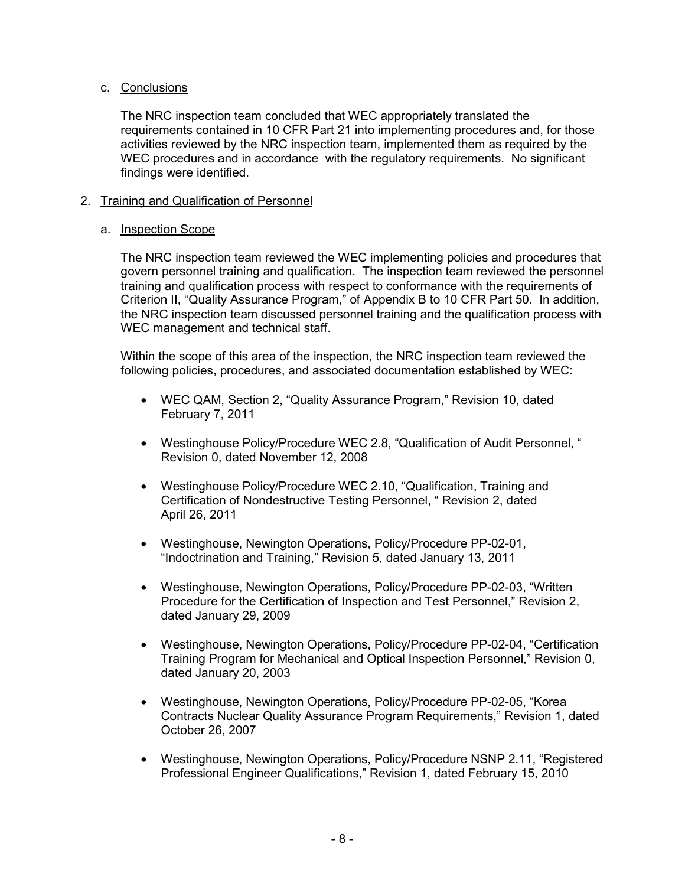c. Conclusions

The NRC inspection team concluded that WEC appropriately translated the requirements contained in 10 CFR Part 21 into implementing procedures and, for those activities reviewed by the NRC inspection team, implemented them as required by the WEC procedures and in accordance with the regulatory requirements. No significant findings were identified.

2. Training and Qualification of Personnel

a. Inspection Scope

The NRC inspection team reviewed the WEC implementing policies and procedures that govern personnel training and qualification. The inspection team reviewed the personnel training and qualification process with respect to conformance with the requirements of Criterion II, "Quality Assurance Program," of Appendix B to 10 CFR Part 50. In addition, the NRC inspection team discussed personnel training and the qualification process with WEC management and technical staff.

Within the scope of this area of the inspection, the NRC inspection team reviewed the following policies, procedures, and associated documentation established by WEC:

- WEC QAM, Section 2, "Quality Assurance Program," Revision 10, dated February 7, 2011
- Westinghouse Policy/Procedure WEC 2.8, "Qualification of Audit Personnel, " Revision 0, dated November 12, 2008
- Westinghouse Policy/Procedure WEC 2.10, "Qualification, Training and Certification of Nondestructive Testing Personnel, " Revision 2, dated April 26, 2011
- Westinghouse, Newington Operations, Policy/Procedure PP-02-01, "Indoctrination and Training," Revision 5, dated January 13, 2011
- Westinghouse, Newington Operations, Policy/Procedure PP-02-03, "Written Procedure for the Certification of Inspection and Test Personnel," Revision 2, dated January 29, 2009
- Westinghouse, Newington Operations, Policy/Procedure PP-02-04, "Certification Training Program for Mechanical and Optical Inspection Personnel," Revision 0, dated January 20, 2003
- Westinghouse, Newington Operations, Policy/Procedure PP-02-05, "Korea Contracts Nuclear Quality Assurance Program Requirements," Revision 1, dated October 26, 2007
- Westinghouse, Newington Operations, Policy/Procedure NSNP 2.11, "Registered Professional Engineer Qualifications," Revision 1, dated February 15, 2010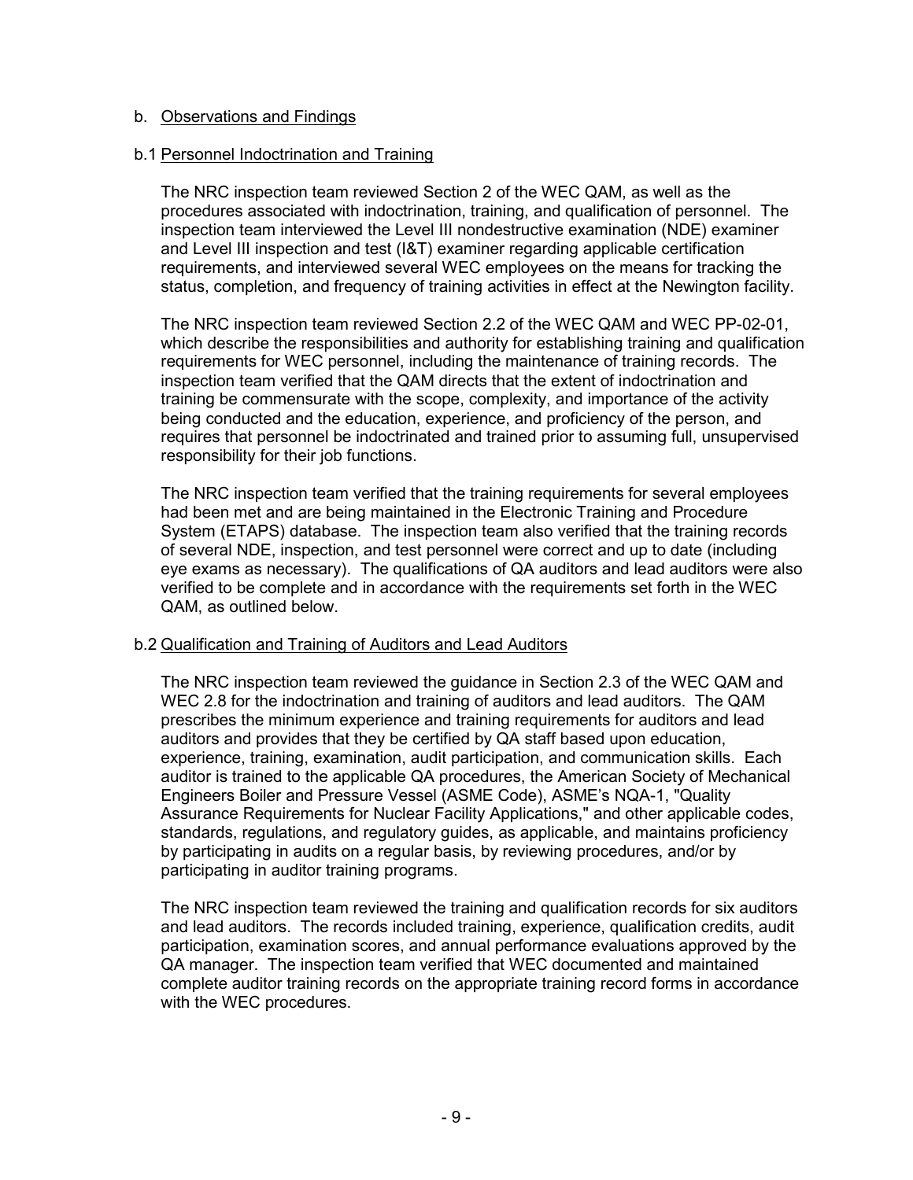b. Observations and Findings

b.1 Personnel Indoctrination and Training

The NRC inspection team reviewed Section 2 of the WEC QAM, as well as the procedures associated with indoctrination, training, and qualification of personnel. The inspection team interviewed the Level III nondestructive examination (NDE) examiner and Level III inspection and test (I&T) examiner regarding applicable certification requirements, and interviewed several WEC employees on the means for tracking the status, completion, and frequency of training activities in effect at the Newington facility.

The NRC inspection team reviewed Section 2.2 of the WEC QAM and WEC PP-02-01, which describe the responsibilities and authority for establishing training and qualification requirements for WEC personnel, including the maintenance of training records. The inspection team verified that the QAM directs that the extent of indoctrination and training be commensurate with the scope, complexity, and importance of the activity being conducted and the education, experience, and proficiency of the person, and requires that personnel be indoctrinated and trained prior to assuming full, unsupervised responsibility for their job functions.

The NRC inspection team verified that the training requirements for several employees had been met and are being maintained in the Electronic Training and Procedure System (ETAPS) database. The inspection team also verified that the training records of several NDE, inspection, and test personnel were correct and up to date (including eye exams as necessary). The qualifications of QA auditors and lead auditors were also verified to be complete and in accordance with the requirements set forth in the WEC QAM, as outlined below.

b.2 Qualification and Training of Auditors and Lead Auditors

The NRC inspection team reviewed the guidance in Section 2.3 of the WEC QAM and WEC 2.8 for the indoctrination and training of auditors and lead auditors. The QAM prescribes the minimum experience and training requirements for auditors and lead auditors and provides that they be certified by QA staff based upon education, experience, training, examination, audit participation, and communication skills. Each auditor is trained to the applicable QA procedures, the American Society of Mechanical Engineers Boiler and Pressure Vessel (ASME Code), ASME's NQA-1, "Quality Assurance Requirements for Nuclear Facility Applications," and other applicable codes, standards, regulations, and regulatory guides, as applicable, and maintains proficiency by participating in audits on a regular basis, by reviewing procedures, and/or by participating in auditor training programs.

The NRC inspection team reviewed the training and qualification records for six auditors and lead auditors. The records included training, experience, qualification credits, audit participation, examination scores, and annual performance evaluations approved by the QA manager. The inspection team verified that WEC documented and maintained complete auditor training records on the appropriate training record forms in accordance with the WEC procedures.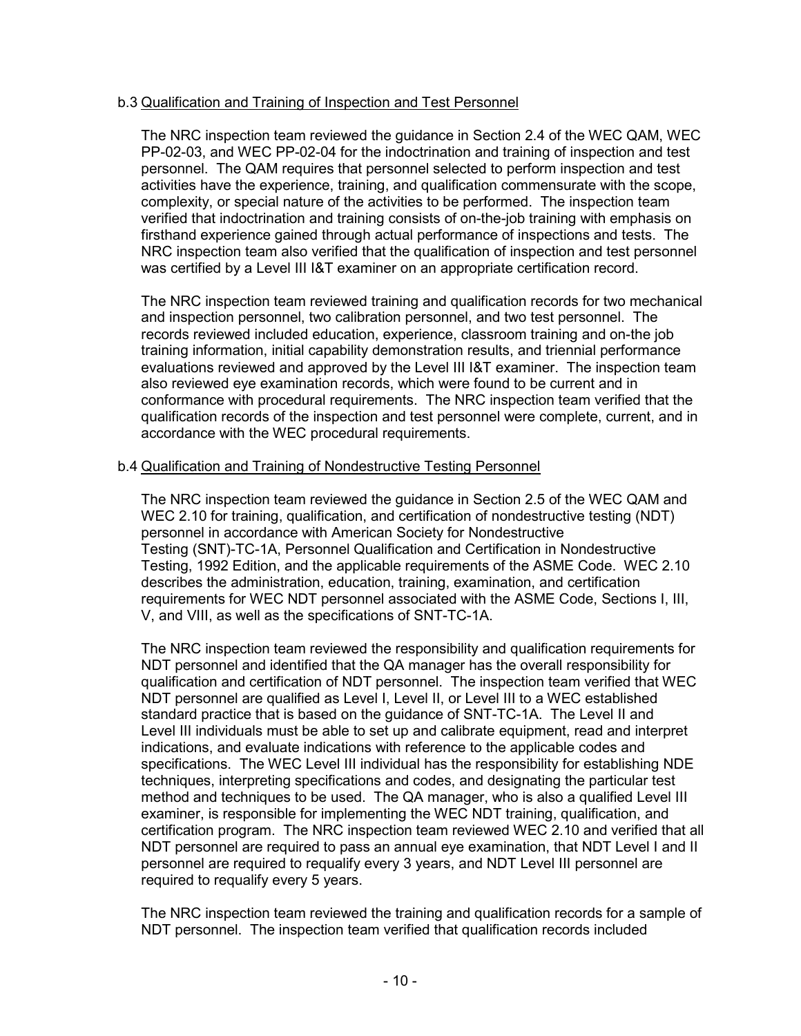b.3 Qualification and Training of Inspection and Test Personnel

The NRC inspection team reviewed the guidance in Section 2.4 of the WEC QAM, WEC PP-02-03, and WEC PP-02-04 for the indoctrination and training of inspection and test personnel. The QAM requires that personnel selected to perform inspection and test activities have the experience, training, and qualification commensurate with the scope, complexity, or special nature of the activities to be performed. The inspection team verified that indoctrination and training consists of on-the-job training with emphasis on firsthand experience gained through actual performance of inspections and tests. The NRC inspection team also verified that the qualification of inspection and test personnel was certified by a Level III I&T examiner on an appropriate certification record.

The NRC inspection team reviewed training and qualification records for two mechanical and inspection personnel, two calibration personnel, and two test personnel. The records reviewed included education, experience, classroom training and on-the job training information, initial capability demonstration results, and triennial performance evaluations reviewed and approved by the Level III I&T examiner. The inspection team also reviewed eye examination records, which were found to be current and in conformance with procedural requirements. The NRC inspection team verified that the qualification records of the inspection and test personnel were complete, current, and in accordance with the WEC procedural requirements.

b.4 Qualification and Training of Nondestructive Testing Personnel

The NRC inspection team reviewed the guidance in Section 2.5 of the WEC QAM and WEC 2.10 for training, qualification, and certification of nondestructive testing (NDT) personnel in accordance with American Society for Nondestructive Testing (SNT)-TC-1A, Personnel Qualification and Certification in Nondestructive Testing, 1992 Edition, and the applicable requirements of the ASME Code. WEC 2.10 describes the administration, education, training, examination, and certification requirements for WEC NDT personnel associated with the ASME Code, Sections I, III, V, and VIII, as well as the specifications of SNT-TC-1A.

The NRC inspection team reviewed the responsibility and qualification requirements for NDT personnel and identified that the QA manager has the overall responsibility for qualification and certification of NDT personnel. The inspection team verified that WEC NDT personnel are qualified as Level I, Level II, or Level III to a WEC established standard practice that is based on the guidance of SNT-TC-1A. The Level II and Level III individuals must be able to set up and calibrate equipment, read and interpret indications, and evaluate indications with reference to the applicable codes and specifications. The WEC Level III individual has the responsibility for establishing NDE techniques, interpreting specifications and codes, and designating the particular test method and techniques to be used. The QA manager, who is also a qualified Level III examiner, is responsible for implementing the WEC NDT training, qualification, and certification program. The NRC inspection team reviewed WEC 2.10 and verified that all NDT personnel are required to pass an annual eye examination, that NDT Level I and II personnel are required to requalify every 3 years, and NDT Level III personnel are required to requalify every 5 years.

The NRC inspection team reviewed the training and qualification records for a sample of NDT personnel. The inspection team verified that qualification records included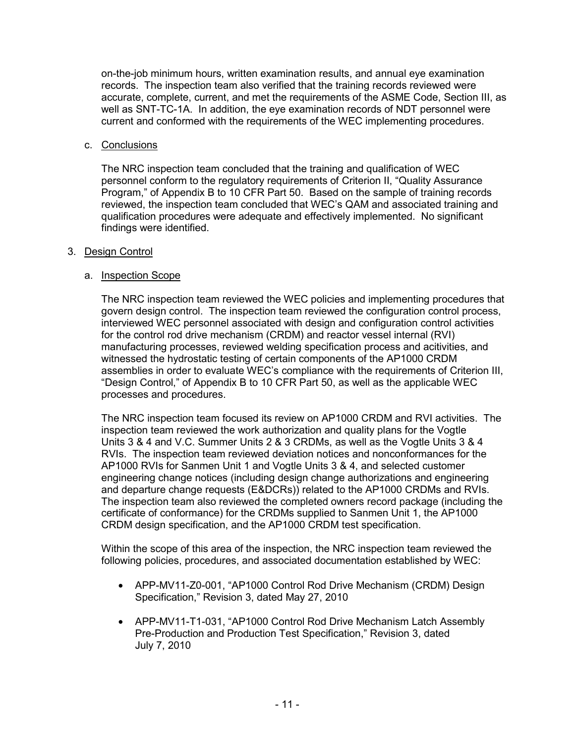on-the-job minimum hours, written examination results, and annual eye examination records. The inspection team also verified that the training records reviewed were accurate, complete, current, and met the requirements of the ASME Code, Section III, as well as SNT-TC-1A. In addition, the eye examination records of NDT personnel were current and conformed with the requirements of the WEC implementing procedures.

c. Conclusions

The NRC inspection team concluded that the training and qualification of WEC personnel conform to the regulatory requirements of Criterion II, "Quality Assurance Program," of Appendix B to 10 CFR Part 50. Based on the sample of training records reviewed, the inspection team concluded that WEC's QAM and associated training and qualification procedures were adequate and effectively implemented. No significant findings were identified.

3. Design Control

a. Inspection Scope

The NRC inspection team reviewed the WEC policies and implementing procedures that govern design control. The inspection team reviewed the configuration control process, interviewed WEC personnel associated with design and configuration control activities for the control rod drive mechanism (CRDM) and reactor vessel internal (RVI) manufacturing processes, reviewed welding specification process and acitivities, and witnessed the hydrostatic testing of certain components of the AP1000 CRDM assemblies in order to evaluate WEC's compliance with the requirements of Criterion III, "Design Control," of Appendix B to 10 CFR Part 50, as well as the applicable WEC processes and procedures.

The NRC inspection team focused its review on AP1000 CRDM and RVI activities. The inspection team reviewed the work authorization and quality plans for the Vogtle Units 3 & 4 and V.C. Summer Units 2 & 3 CRDMs, as well as the Vogtle Units 3 & 4 RVIs. The inspection team reviewed deviation notices and nonconformances for the AP1000 RVIs for Sanmen Unit 1 and Vogtle Units 3 & 4, and selected customer engineering change notices (including design change authorizations and engineering and departure change requests (E&DCRs)) related to the AP1000 CRDMs and RVIs. The inspection team also reviewed the completed owners record package (including the certificate of conformance) for the CRDMs supplied to Sanmen Unit 1, the AP1000 CRDM design specification, and the AP1000 CRDM test specification.

Within the scope of this area of the inspection, the NRC inspection team reviewed the following policies, procedures, and associated documentation established by WEC:

- APP-MV11-Z0-001, "AP1000 Control Rod Drive Mechanism (CRDM) Design Specification," Revision 3, dated May 27, 2010
- APP-MV11-T1-031, "AP1000 Control Rod Drive Mechanism Latch Assembly Pre-Production and Production Test Specification," Revision 3, dated July 7, 2010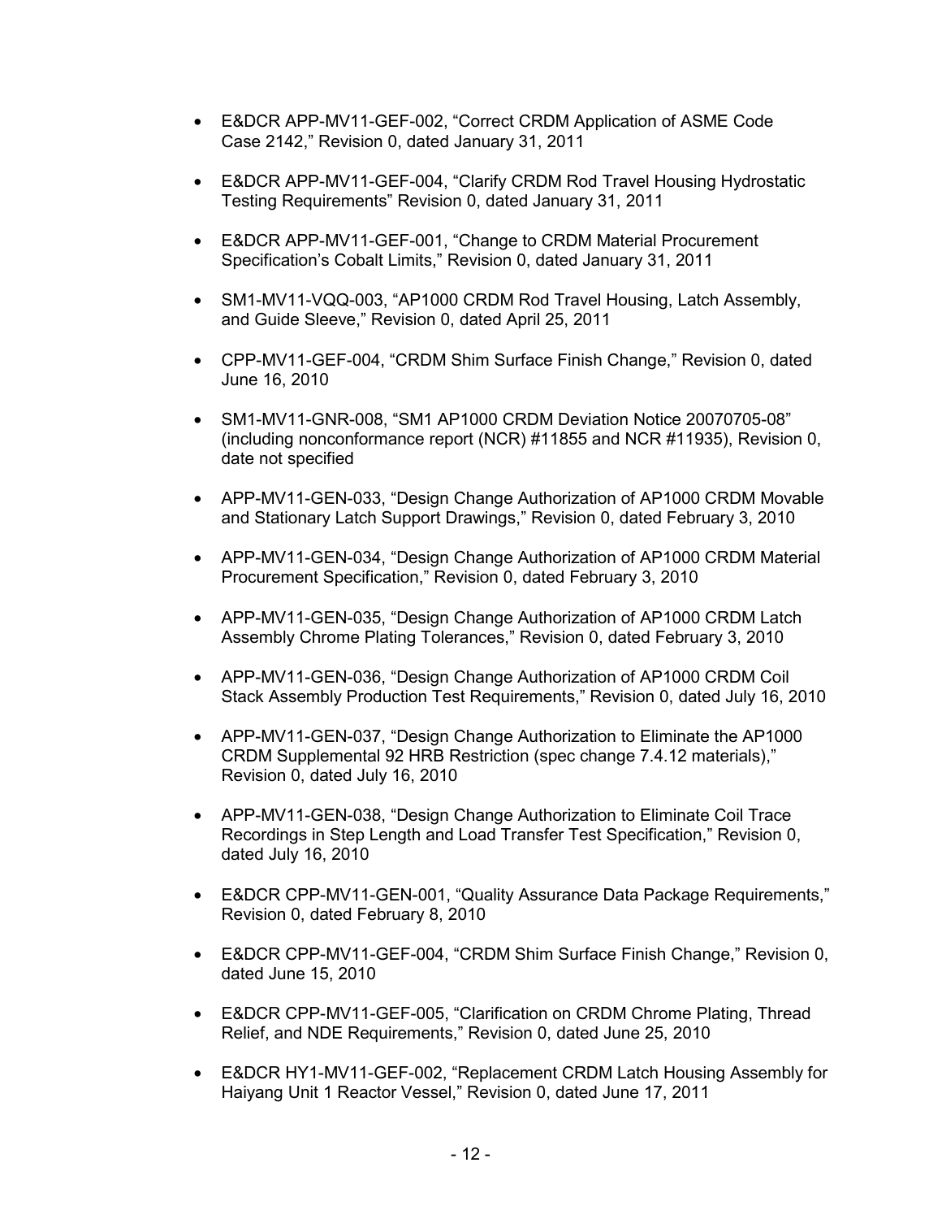- E&DCR APP-MV11-GEF-002, "Correct CRDM Application of ASME Code Case 2142," Revision 0, dated January 31, 2011

- E&DCR APP-MV11-GEF-004, "Clarify CRDM Rod Travel Housing Hydrostatic Testing Requirements" Revision 0, dated January 31, 2011

- E&DCR APP-MV11-GEF-001, "Change to CRDM Material Procurement Specification's Cobalt Limits," Revision 0, dated January 31, 2011

- SM1-MV11-VQQ-003, "AP1000 CRDM Rod Travel Housing, Latch Assembly, and Guide Sleeve," Revision 0, dated April 25, 2011

- CPP-MV11-GEF-004, "CRDM Shim Surface Finish Change," Revision 0, dated June 16, 2010

- SM1-MV11-GNR-008, "SM1 AP1000 CRDM Deviation Notice 20070705-08" (including nonconformance report (NCR) #11855 and NCR #11935), Revision 0, date not specified

- APP-MV11-GEN-033, "Design Change Authorization of AP1000 CRDM Movable and Stationary Latch Support Drawings," Revision 0, dated February 3, 2010

- APP-MV11-GEN-034, "Design Change Authorization of AP1000 CRDM Material Procurement Specification," Revision 0, dated February 3, 2010

- APP-MV11-GEN-035, "Design Change Authorization of AP1000 CRDM Latch Assembly Chrome Plating Tolerances," Revision 0, dated February 3, 2010

- APP-MV11-GEN-036, "Design Change Authorization of AP1000 CRDM Coil Stack Assembly Production Test Requirements," Revision 0, dated July 16, 2010

- APP-MV11-GEN-037, "Design Change Authorization to Eliminate the AP1000 CRDM Supplemental 92 HRB Restriction (spec change 7.4.12 materials)," Revision 0, dated July 16, 2010

- APP-MV11-GEN-038, "Design Change Authorization to Eliminate Coil Trace Recordings in Step Length and Load Transfer Test Specification," Revision 0, dated July 16, 2010

- E&DCR CPP-MV11-GEN-001, "Quality Assurance Data Package Requirements," Revision 0, dated February 8, 2010

- E&DCR CPP-MV11-GEF-004, "CRDM Shim Surface Finish Change," Revision 0, dated June 15, 2010

- E&DCR CPP-MV11-GEF-005, "Clarification on CRDM Chrome Plating, Thread Relief, and NDE Requirements," Revision 0, dated June 25, 2010

- E&DCR HY1-MV11-GEF-002, "Replacement CRDM Latch Housing Assembly for Haiyang Unit 1 Reactor Vessel," Revision 0, dated June 17, 2011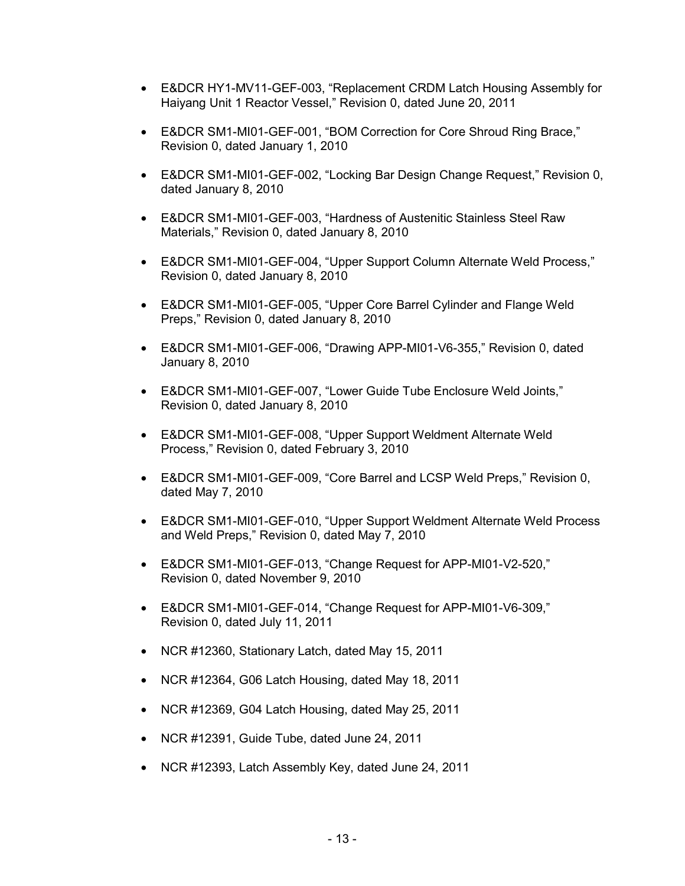- E&DCR HY1-MV11-GEF-003, “Replacement CRDM Latch Housing Assembly for Haiyang Unit 1 Reactor Vessel,” Revision 0, dated June 20, 2011
- E&DCR SM1-MI01-GEF-001, “BOM Correction for Core Shroud Ring Brace,” Revision 0, dated January 1, 2010
- E&DCR SM1-MI01-GEF-002, “Locking Bar Design Change Request,” Revision 0, dated January 8, 2010
- E&DCR SM1-MI01-GEF-003, “Hardness of Austenitic Stainless Steel Raw Materials,” Revision 0, dated January 8, 2010
- E&DCR SM1-MI01-GEF-004, “Upper Support Column Alternate Weld Process,” Revision 0, dated January 8, 2010
- E&DCR SM1-MI01-GEF-005, “Upper Core Barrel Cylinder and Flange Weld Preps,” Revision 0, dated January 8, 2010
- E&DCR SM1-MI01-GEF-006, “Drawing APP-MI01-V6-355,” Revision 0, dated January 8, 2010
- E&DCR SM1-MI01-GEF-007, “Lower Guide Tube Enclosure Weld Joints,” Revision 0, dated January 8, 2010
- E&DCR SM1-MI01-GEF-008, “Upper Support Weldment Alternate Weld Process,” Revision 0, dated February 3, 2010
- E&DCR SM1-MI01-GEF-009, “Core Barrel and LCSP Weld Preps,” Revision 0, dated May 7, 2010
- E&DCR SM1-MI01-GEF-010, “Upper Support Weldment Alternate Weld Process and Weld Preps,” Revision 0, dated May 7, 2010
- E&DCR SM1-MI01-GEF-013, “Change Request for APP-MI01-V2-520,” Revision 0, dated November 9, 2010
- E&DCR SM1-MI01-GEF-014, “Change Request for APP-MI01-V6-309,” Revision 0, dated July 11, 2011
- NCR #12360, Stationary Latch, dated May 15, 2011
- NCR #12364, G06 Latch Housing, dated May 18, 2011
- NCR #12369, G04 Latch Housing, dated May 25, 2011
- NCR #12391, Guide Tube, dated June 24, 2011
- NCR #12393, Latch Assembly Key, dated June 24, 2011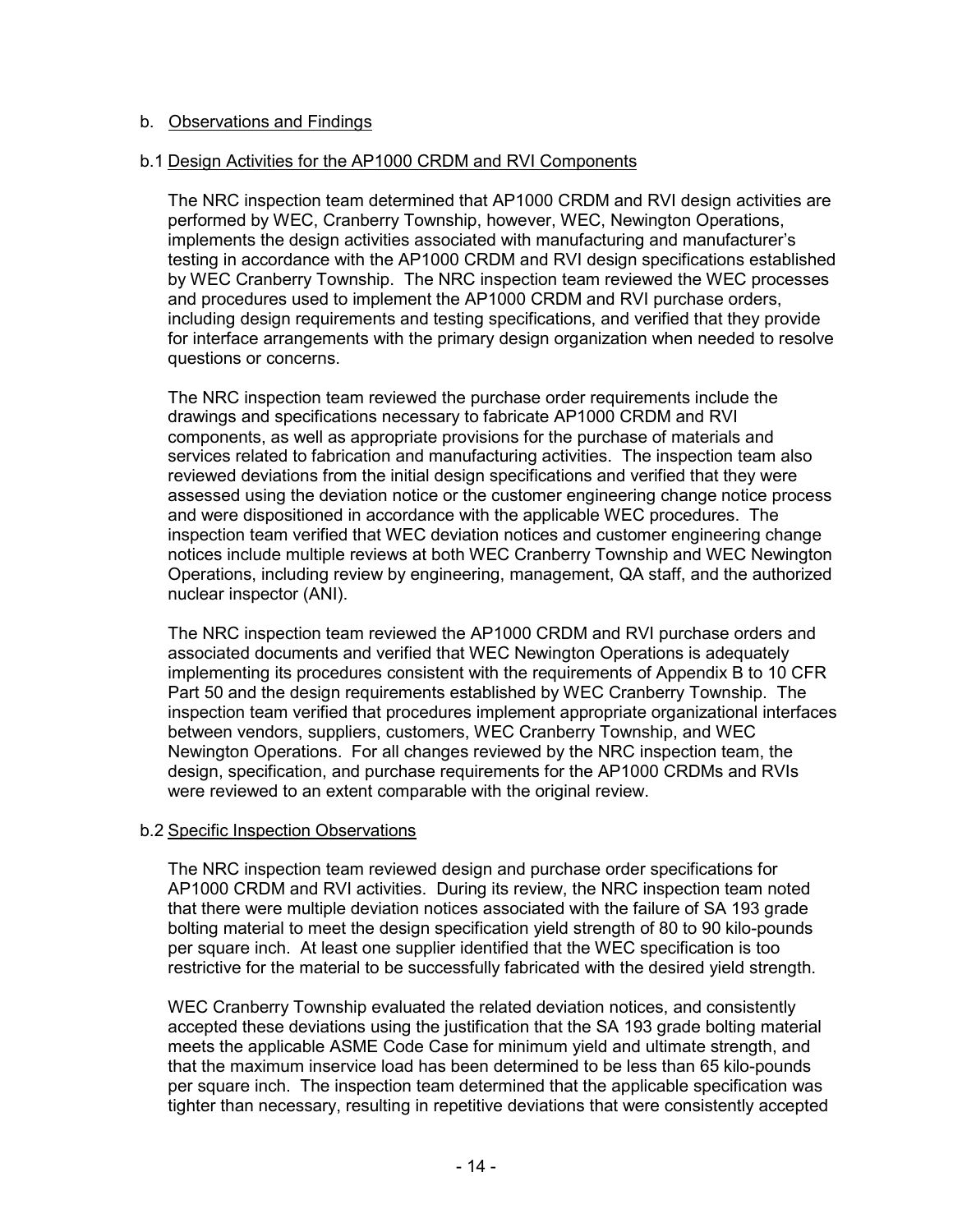b. Observations and Findings

b.1 Design Activities for the AP1000 CRDM and RVI Components

The NRC inspection team determined that AP1000 CRDM and RVI design activities are performed by WEC, Cranberry Township, however, WEC, Newington Operations, implements the design activities associated with manufacturing and manufacturer's testing in accordance with the AP1000 CRDM and RVI design specifications established by WEC Cranberry Township. The NRC inspection team reviewed the WEC processes and procedures used to implement the AP1000 CRDM and RVI purchase orders, including design requirements and testing specifications, and verified that they provide for interface arrangements with the primary design organization when needed to resolve questions or concerns.

The NRC inspection team reviewed the purchase order requirements include the drawings and specifications necessary to fabricate AP1000 CRDM and RVI components, as well as appropriate provisions for the purchase of materials and services related to fabrication and manufacturing activities. The inspection team also reviewed deviations from the initial design specifications and verified that they were assessed using the deviation notice or the customer engineering change notice process and were dispositioned in accordance with the applicable WEC procedures. The inspection team verified that WEC deviation notices and customer engineering change notices include multiple reviews at both WEC Cranberry Township and WEC Newington Operations, including review by engineering, management, QA staff, and the authorized nuclear inspector (ANI).

The NRC inspection team reviewed the AP1000 CRDM and RVI purchase orders and associated documents and verified that WEC Newington Operations is adequately implementing its procedures consistent with the requirements of Appendix B to 10 CFR Part 50 and the design requirements established by WEC Cranberry Township. The inspection team verified that procedures implement appropriate organizational interfaces between vendors, suppliers, customers, WEC Cranberry Township, and WEC Newington Operations. For all changes reviewed by the NRC inspection team, the design, specification, and purchase requirements for the AP1000 CRDMs and RVIs were reviewed to an extent comparable with the original review.

b.2 Specific Inspection Observations

The NRC inspection team reviewed design and purchase order specifications for AP1000 CRDM and RVI activities. During its review, the NRC inspection team noted that there were multiple deviation notices associated with the failure of SA 193 grade bolting material to meet the design specification yield strength of 80 to 90 kilo-pounds per square inch. At least one supplier identified that the WEC specification is too restrictive for the material to be successfully fabricated with the desired yield strength.

WEC Cranberry Township evaluated the related deviation notices, and consistently accepted these deviations using the justification that the SA 193 grade bolting material meets the applicable ASME Code Case for minimum yield and ultimate strength, and that the maximum inservice load has been determined to be less than 65 kilo-pounds per square inch. The inspection team determined that the applicable specification was tighter than necessary, resulting in repetitive deviations that were consistently accepted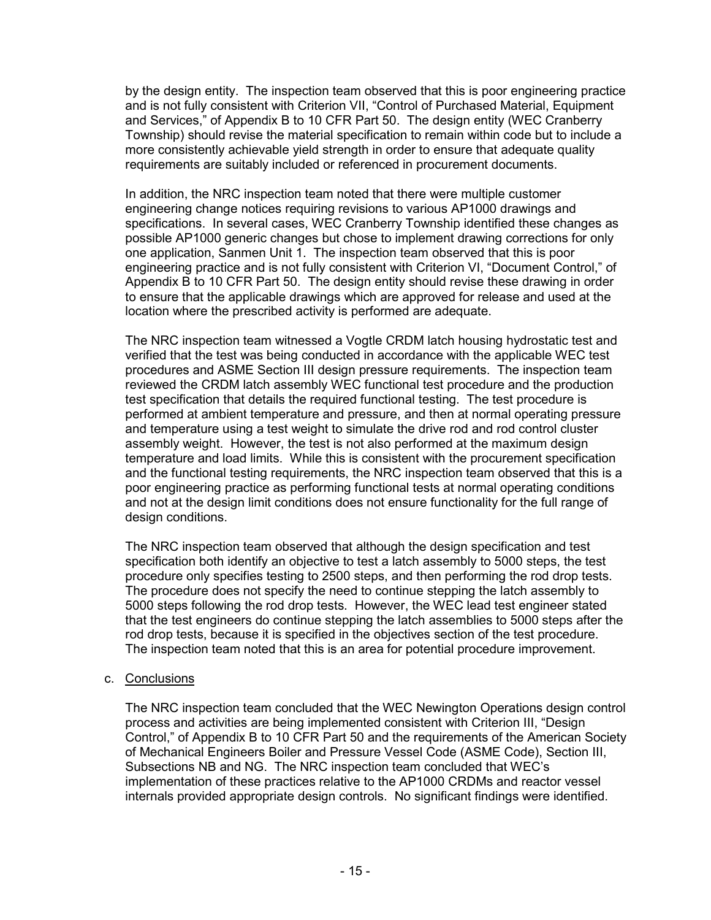by the design entity. The inspection team observed that this is poor engineering practice and is not fully consistent with Criterion VII, "Control of Purchased Material, Equipment and Services," of Appendix B to 10 CFR Part 50. The design entity (WEC Cranberry Township) should revise the material specification to remain within code but to include a more consistently achievable yield strength in order to ensure that adequate quality requirements are suitably included or referenced in procurement documents.

In addition, the NRC inspection team noted that there were multiple customer engineering change notices requiring revisions to various AP1000 drawings and specifications. In several cases, WEC Cranberry Township identified these changes as possible AP1000 generic changes but chose to implement drawing corrections for only one application, Sanmen Unit 1. The inspection team observed that this is poor engineering practice and is not fully consistent with Criterion VI, "Document Control," of Appendix B to 10 CFR Part 50. The design entity should revise these drawing in order to ensure that the applicable drawings which are approved for release and used at the location where the prescribed activity is performed are adequate.

The NRC inspection team witnessed a Vogtle CRDM latch housing hydrostatic test and verified that the test was being conducted in accordance with the applicable WEC test procedures and ASME Section III design pressure requirements. The inspection team reviewed the CRDM latch assembly WEC functional test procedure and the production test specification that details the required functional testing. The test procedure is performed at ambient temperature and pressure, and then at normal operating pressure and temperature using a test weight to simulate the drive rod and rod control cluster assembly weight. However, the test is not also performed at the maximum design temperature and load limits. While this is consistent with the procurement specification and the functional testing requirements, the NRC inspection team observed that this is a poor engineering practice as performing functional tests at normal operating conditions and not at the design limit conditions does not ensure functionality for the full range of design conditions.

The NRC inspection team observed that although the design specification and test specification both identify an objective to test a latch assembly to 5000 steps, the test procedure only specifies testing to 2500 steps, and then performing the rod drop tests. The procedure does not specify the need to continue stepping the latch assembly to 5000 steps following the rod drop tests. However, the WEC lead test engineer stated that the test engineers do continue stepping the latch assemblies to 5000 steps after the rod drop tests, because it is specified in the objectives section of the test procedure. The inspection team noted that this is an area for potential procedure improvement.

c. Conclusions

The NRC inspection team concluded that the WEC Newington Operations design control process and activities are being implemented consistent with Criterion III, "Design Control," of Appendix B to 10 CFR Part 50 and the requirements of the American Society of Mechanical Engineers Boiler and Pressure Vessel Code (ASME Code), Section III, Subsections NB and NG. The NRC inspection team concluded that WEC's implementation of these practices relative to the AP1000 CRDMs and reactor vessel internals provided appropriate design controls. No significant findings were identified.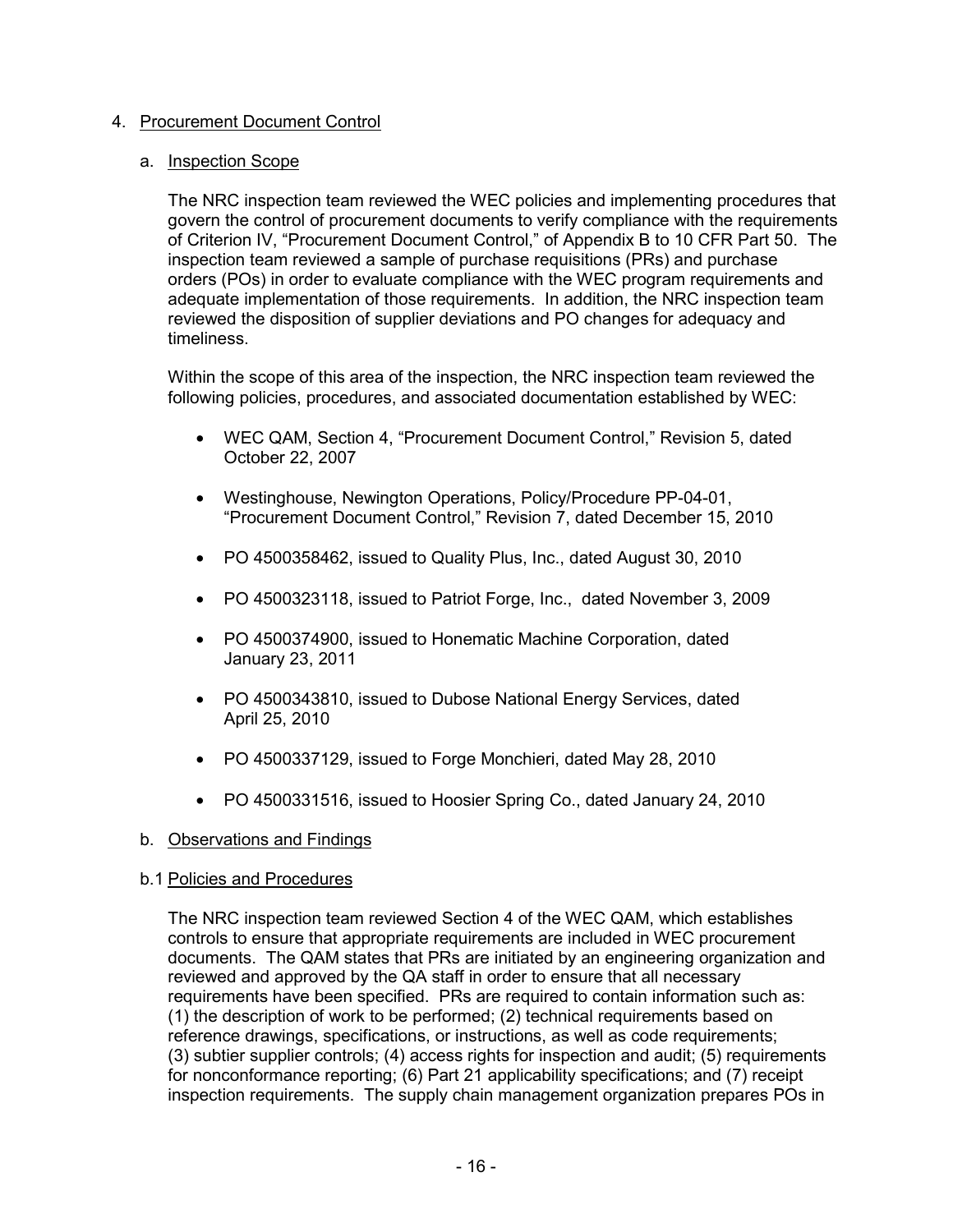## 4. Procurement Document Control

### a. Inspection Scope

The NRC inspection team reviewed the WEC policies and implementing procedures that govern the control of procurement documents to verify compliance with the requirements of Criterion IV, "Procurement Document Control," of Appendix B to 10 CFR Part 50. The inspection team reviewed a sample of purchase requisitions (PRs) and purchase orders (POs) in order to evaluate compliance with the WEC program requirements and adequate implementation of those requirements. In addition, the NRC inspection team reviewed the disposition of supplier deviations and PO changes for adequacy and timeliness.

Within the scope of this area of the inspection, the NRC inspection team reviewed the following policies, procedures, and associated documentation established by WEC:

- WEC QAM, Section 4, "Procurement Document Control," Revision 5, dated October 22, 2007
- Westinghouse, Newington Operations, Policy/Procedure PP-04-01, "Procurement Document Control," Revision 7, dated December 15, 2010
- PO 4500358462, issued to Quality Plus, Inc., dated August 30, 2010
- PO 4500323118, issued to Patriot Forge, Inc., dated November 3, 2009
- PO 4500374900, issued to Honematic Machine Corporation, dated January 23, 2011
- PO 4500343810, issued to Dubose National Energy Services, dated April 25, 2010
- PO 4500337129, issued to Forge Monchieri, dated May 28, 2010
- PO 4500331516, issued to Hoosier Spring Co., dated January 24, 2010

### b. Observations and Findings

#### b.1 Policies and Procedures

The NRC inspection team reviewed Section 4 of the WEC QAM, which establishes controls to ensure that appropriate requirements are included in WEC procurement documents. The QAM states that PRs are initiated by an engineering organization and reviewed and approved by the QA staff in order to ensure that all necessary requirements have been specified. PRs are required to contain information such as: (1) the description of work to be performed; (2) technical requirements based on reference drawings, specifications, or instructions, as well as code requirements; (3) subtier supplier controls; (4) access rights for inspection and audit; (5) requirements for nonconformance reporting; (6) Part 21 applicability specifications; and (7) receipt inspection requirements. The supply chain management organization prepares POs in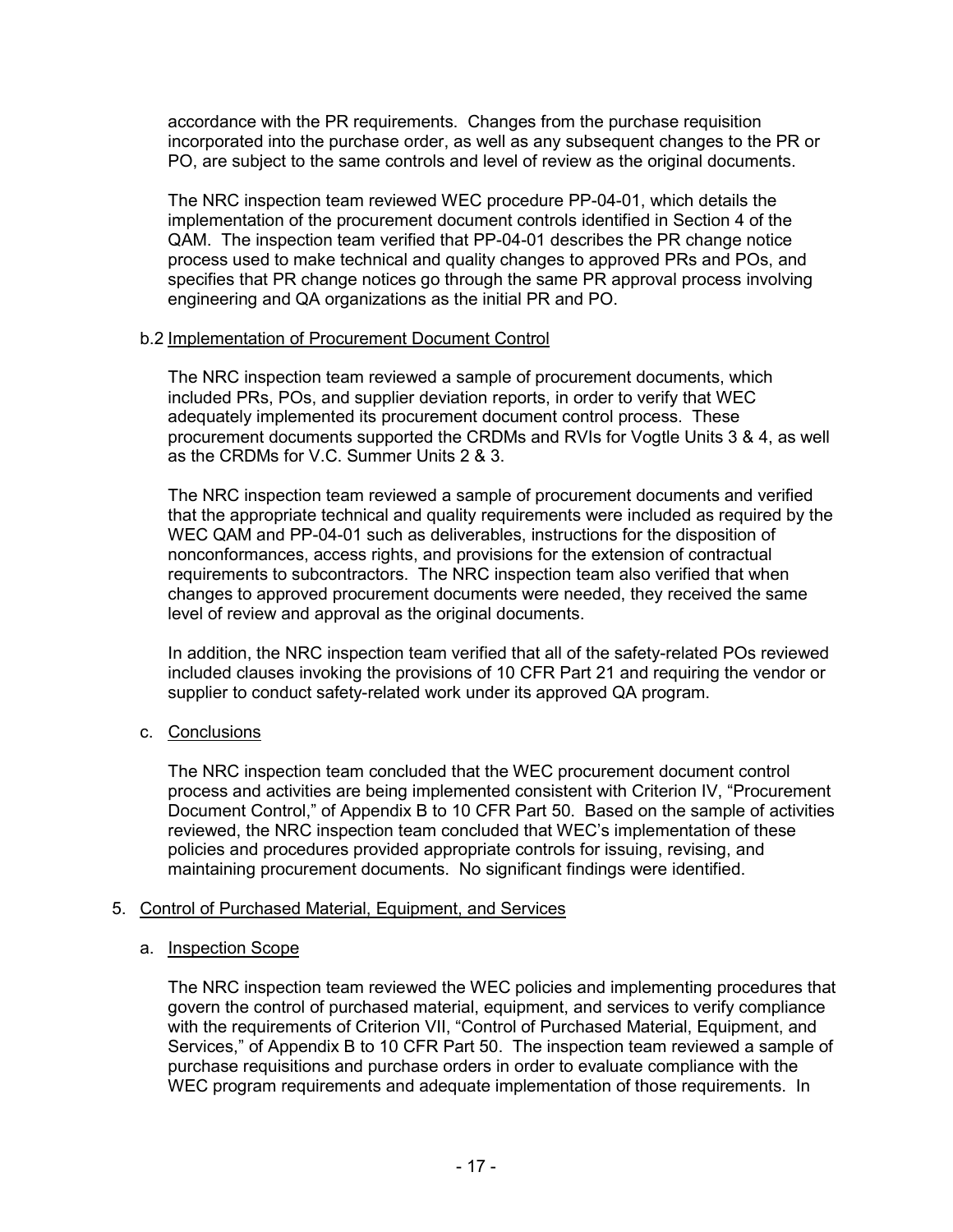accordance with the PR requirements. Changes from the purchase requisition incorporated into the purchase order, as well as any subsequent changes to the PR or PO, are subject to the same controls and level of review as the original documents.

The NRC inspection team reviewed WEC procedure PP-04-01, which details the implementation of the procurement document controls identified in Section 4 of the QAM. The inspection team verified that PP-04-01 describes the PR change notice process used to make technical and quality changes to approved PRs and POs, and specifies that PR change notices go through the same PR approval process involving engineering and QA organizations as the initial PR and PO.

b.2 Implementation of Procurement Document Control

The NRC inspection team reviewed a sample of procurement documents, which included PRs, POs, and supplier deviation reports, in order to verify that WEC adequately implemented its procurement document control process. These procurement documents supported the CRDMs and RVIs for Vogtle Units 3 & 4, as well as the CRDMs for V.C. Summer Units 2 & 3.

The NRC inspection team reviewed a sample of procurement documents and verified that the appropriate technical and quality requirements were included as required by the WEC QAM and PP-04-01 such as deliverables, instructions for the disposition of nonconformances, access rights, and provisions for the extension of contractual requirements to subcontractors. The NRC inspection team also verified that when changes to approved procurement documents were needed, they received the same level of review and approval as the original documents.

In addition, the NRC inspection team verified that all of the safety-related POs reviewed included clauses invoking the provisions of 10 CFR Part 21 and requiring the vendor or supplier to conduct safety-related work under its approved QA program.

c. Conclusions

The NRC inspection team concluded that the WEC procurement document control process and activities are being implemented consistent with Criterion IV, "Procurement Document Control," of Appendix B to 10 CFR Part 50. Based on the sample of activities reviewed, the NRC inspection team concluded that WEC's implementation of these policies and procedures provided appropriate controls for issuing, revising, and maintaining procurement documents. No significant findings were identified.

5. Control of Purchased Material, Equipment, and Services

a. Inspection Scope

The NRC inspection team reviewed the WEC policies and implementing procedures that govern the control of purchased material, equipment, and services to verify compliance with the requirements of Criterion VII, "Control of Purchased Material, Equipment, and Services," of Appendix B to 10 CFR Part 50. The inspection team reviewed a sample of purchase requisitions and purchase orders in order to evaluate compliance with the WEC program requirements and adequate implementation of those requirements. In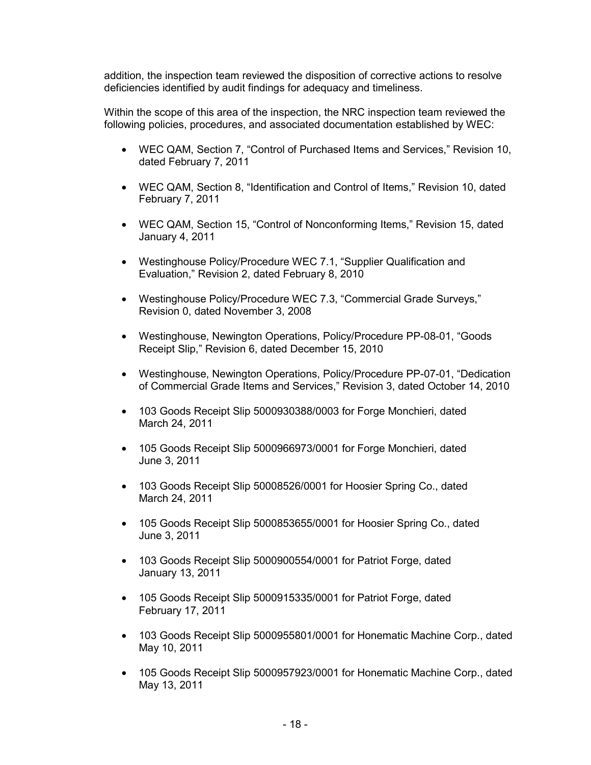addition, the inspection team reviewed the disposition of corrective actions to resolve deficiencies identified by audit findings for adequacy and timeliness.

Within the scope of this area of the inspection, the NRC inspection team reviewed the following policies, procedures, and associated documentation established by WEC:

- WEC QAM, Section 7, "Control of Purchased Items and Services," Revision 10, dated February 7, 2011
- WEC QAM, Section 8, "Identification and Control of Items," Revision 10, dated February 7, 2011
- WEC QAM, Section 15, "Control of Nonconforming Items," Revision 15, dated January 4, 2011
- Westinghouse Policy/Procedure WEC 7.1, "Supplier Qualification and Evaluation," Revision 2, dated February 8, 2010
- Westinghouse Policy/Procedure WEC 7.3, "Commercial Grade Surveys," Revision 0, dated November 3, 2008
- Westinghouse, Newington Operations, Policy/Procedure PP-08-01, "Goods Receipt Slip," Revision 6, dated December 15, 2010
- Westinghouse, Newington Operations, Policy/Procedure PP-07-01, "Dedication of Commercial Grade Items and Services," Revision 3, dated October 14, 2010
- 103 Goods Receipt Slip 5000930388/0003 for Forge Monchieri, dated March 24, 2011
- 105 Goods Receipt Slip 5000966973/0001 for Forge Monchieri, dated June 3, 2011
- 103 Goods Receipt Slip 50008526/0001 for Hoosier Spring Co., dated March 24, 2011
- 105 Goods Receipt Slip 5000853655/0001 for Hoosier Spring Co., dated June 3, 2011
- 103 Goods Receipt Slip 5000900554/0001 for Patriot Forge, dated January 13, 2011
- 105 Goods Receipt Slip 5000915335/0001 for Patriot Forge, dated February 17, 2011
- 103 Goods Receipt Slip 5000955801/0001 for Honematic Machine Corp., dated May 10, 2011
- 105 Goods Receipt Slip 5000957923/0001 for Honematic Machine Corp., dated May 13, 2011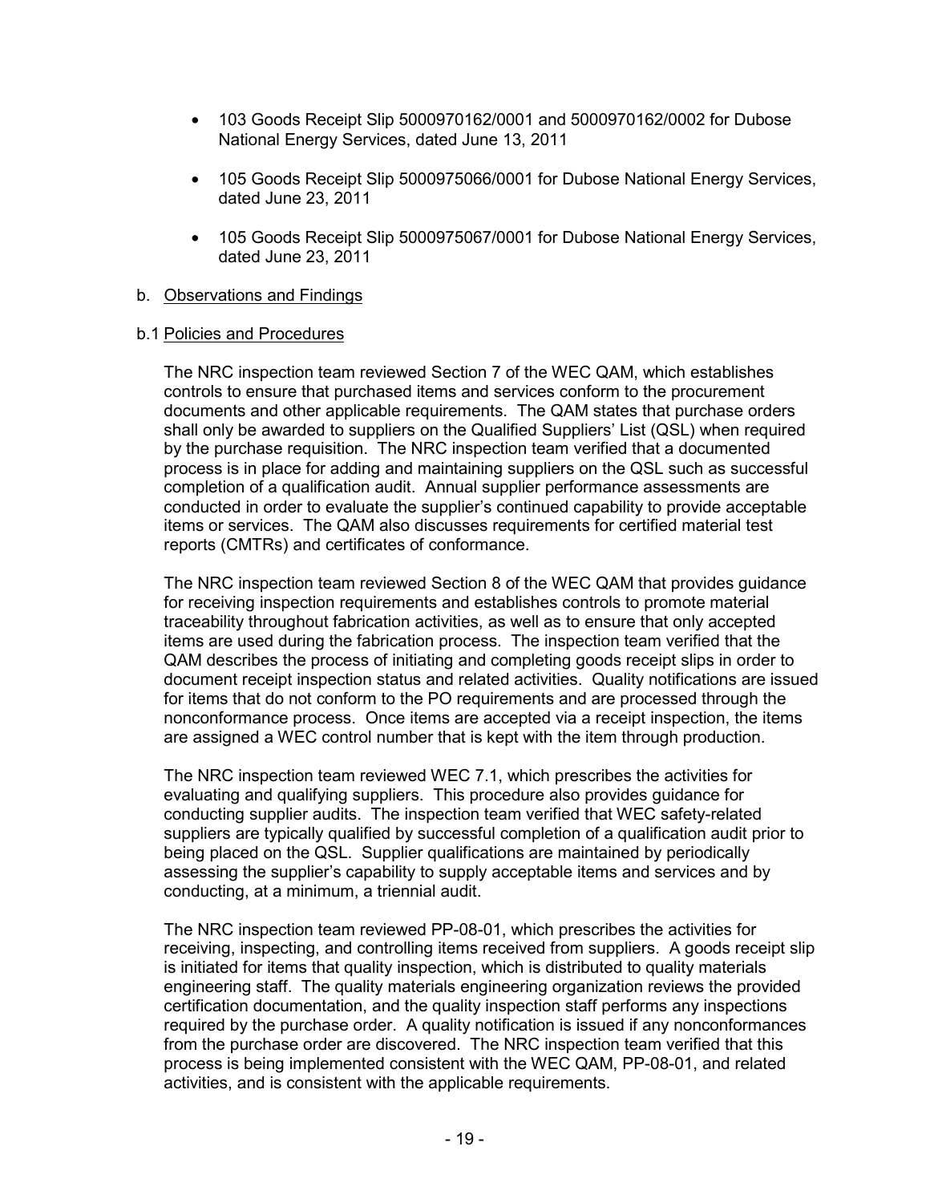- 103 Goods Receipt Slip 5000970162/0001 and 5000970162/0002 for Dubose National Energy Services, dated June 13, 2011
- 105 Goods Receipt Slip 5000975066/0001 for Dubose National Energy Services, dated June 23, 2011
- 105 Goods Receipt Slip 5000975067/0001 for Dubose National Energy Services, dated June 23, 2011

b. Observations and Findings

b.1 Policies and Procedures

The NRC inspection team reviewed Section 7 of the WEC QAM, which establishes controls to ensure that purchased items and services conform to the procurement documents and other applicable requirements. The QAM states that purchase orders shall only be awarded to suppliers on the Qualified Suppliers' List (QSL) when required by the purchase requisition. The NRC inspection team verified that a documented process is in place for adding and maintaining suppliers on the QSL such as successful completion of a qualification audit. Annual supplier performance assessments are conducted in order to evaluate the supplier's continued capability to provide acceptable items or services. The QAM also discusses requirements for certified material test reports (CMTRs) and certificates of conformance.

The NRC inspection team reviewed Section 8 of the WEC QAM that provides guidance for receiving inspection requirements and establishes controls to promote material traceability throughout fabrication activities, as well as to ensure that only accepted items are used during the fabrication process. The inspection team verified that the QAM describes the process of initiating and completing goods receipt slips in order to document receipt inspection status and related activities. Quality notifications are issued for items that do not conform to the PO requirements and are processed through the nonconformance process. Once items are accepted via a receipt inspection, the items are assigned a WEC control number that is kept with the item through production.

The NRC inspection team reviewed WEC 7.1, which prescribes the activities for evaluating and qualifying suppliers. This procedure also provides guidance for conducting supplier audits. The inspection team verified that WEC safety-related suppliers are typically qualified by successful completion of a qualification audit prior to being placed on the QSL. Supplier qualifications are maintained by periodically assessing the supplier's capability to supply acceptable items and services and by conducting, at a minimum, a triennial audit.

The NRC inspection team reviewed PP-08-01, which prescribes the activities for receiving, inspecting, and controlling items received from suppliers. A goods receipt slip is initiated for items that quality inspection, which is distributed to quality materials engineering staff. The quality materials engineering organization reviews the provided certification documentation, and the quality inspection staff performs any inspections required by the purchase order. A quality notification is issued if any nonconformances from the purchase order are discovered. The NRC inspection team verified that this process is being implemented consistent with the WEC QAM, PP-08-01, and related activities, and is consistent with the applicable requirements.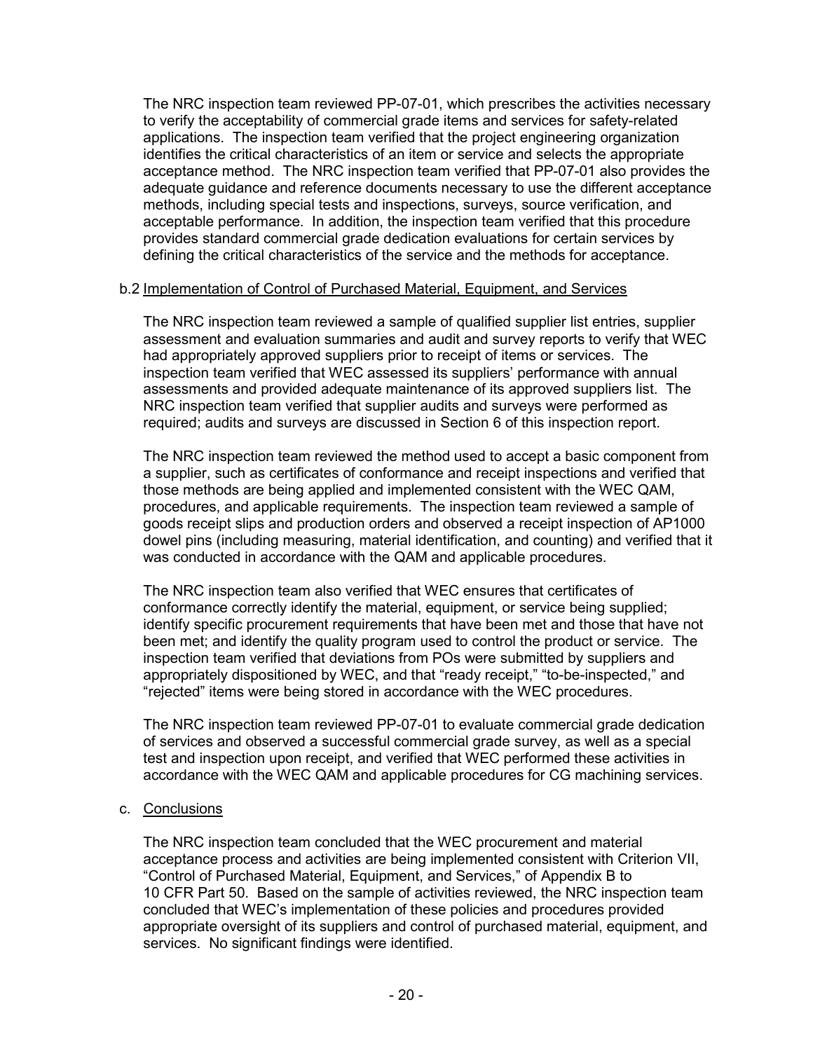The NRC inspection team reviewed PP-07-01, which prescribes the activities necessary to verify the acceptability of commercial grade items and services for safety-related applications. The inspection team verified that the project engineering organization identifies the critical characteristics of an item or service and selects the appropriate acceptance method. The NRC inspection team verified that PP-07-01 also provides the adequate guidance and reference documents necessary to use the different acceptance methods, including special tests and inspections, surveys, source verification, and acceptable performance. In addition, the inspection team verified that this procedure provides standard commercial grade dedication evaluations for certain services by defining the critical characteristics of the service and the methods for acceptance.

b.2 Implementation of Control of Purchased Material, Equipment, and Services

The NRC inspection team reviewed a sample of qualified supplier list entries, supplier assessment and evaluation summaries and audit and survey reports to verify that WEC had appropriately approved suppliers prior to receipt of items or services. The inspection team verified that WEC assessed its suppliers' performance with annual assessments and provided adequate maintenance of its approved suppliers list. The NRC inspection team verified that supplier audits and surveys were performed as required; audits and surveys are discussed in Section 6 of this inspection report.

The NRC inspection team reviewed the method used to accept a basic component from a supplier, such as certificates of conformance and receipt inspections and verified that those methods are being applied and implemented consistent with the WEC QAM, procedures, and applicable requirements. The inspection team reviewed a sample of goods receipt slips and production orders and observed a receipt inspection of AP1000 dowel pins (including measuring, material identification, and counting) and verified that it was conducted in accordance with the QAM and applicable procedures.

The NRC inspection team also verified that WEC ensures that certificates of conformance correctly identify the material, equipment, or service being supplied; identify specific procurement requirements that have been met and those that have not been met; and identify the quality program used to control the product or service. The inspection team verified that deviations from POs were submitted by suppliers and appropriately dispositioned by WEC, and that "ready receipt," "to-be-inspected," and "rejected" items were being stored in accordance with the WEC procedures.

The NRC inspection team reviewed PP-07-01 to evaluate commercial grade dedication of services and observed a successful commercial grade survey, as well as a special test and inspection upon receipt, and verified that WEC performed these activities in accordance with the WEC QAM and applicable procedures for CG machining services.

c. Conclusions

The NRC inspection team concluded that the WEC procurement and material acceptance process and activities are being implemented consistent with Criterion VII, "Control of Purchased Material, Equipment, and Services," of Appendix B to 10 CFR Part 50. Based on the sample of activities reviewed, the NRC inspection team concluded that WEC's implementation of these policies and procedures provided appropriate oversight of its suppliers and control of purchased material, equipment, and services. No significant findings were identified.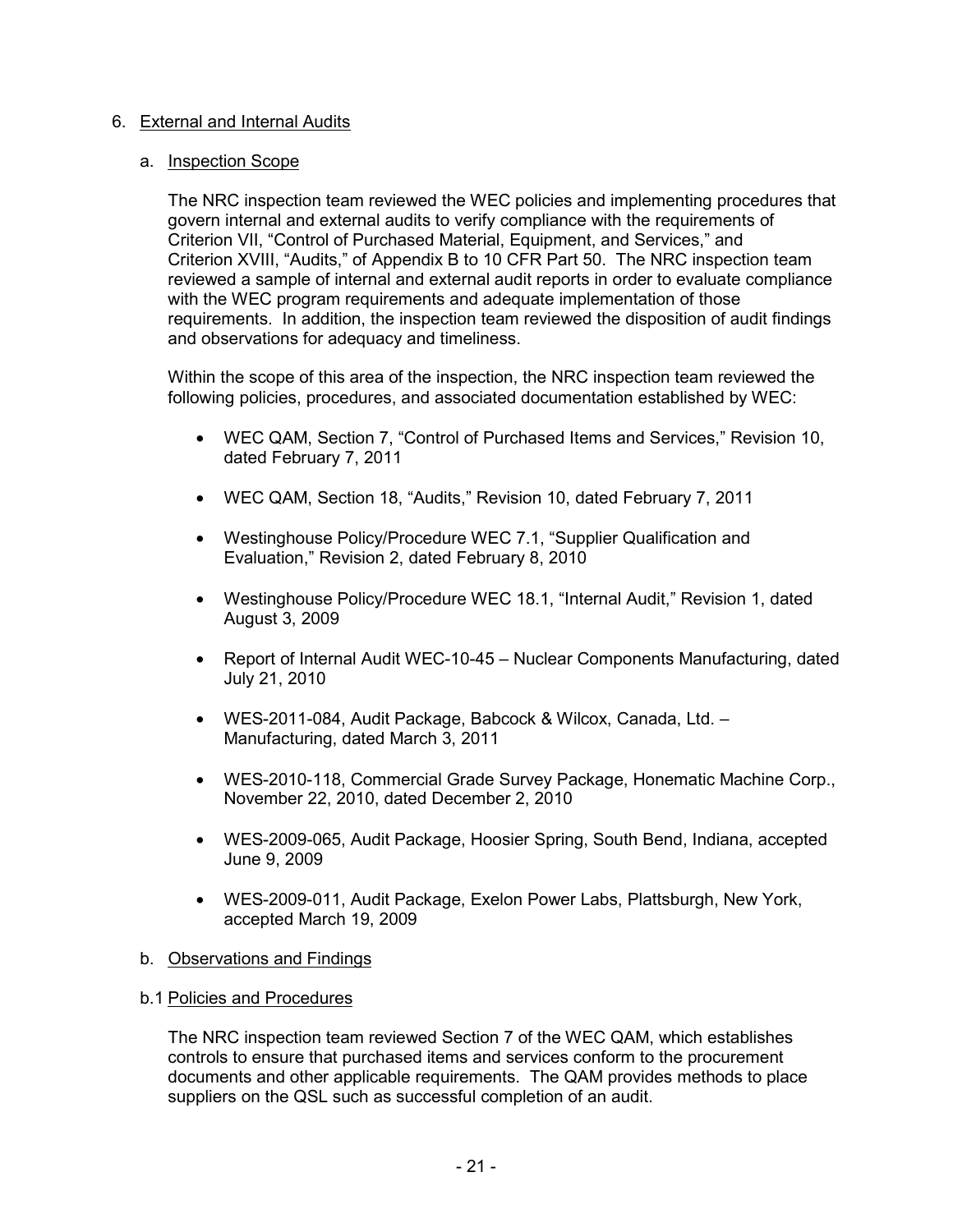## 6. External and Internal Audits

### a. Inspection Scope

The NRC inspection team reviewed the WEC policies and implementing procedures that govern internal and external audits to verify compliance with the requirements of Criterion VII, “Control of Purchased Material, Equipment, and Services,” and Criterion XVIII, “Audits,” of Appendix B to 10 CFR Part 50. The NRC inspection team reviewed a sample of internal and external audit reports in order to evaluate compliance with the WEC program requirements and adequate implementation of those requirements. In addition, the inspection team reviewed the disposition of audit findings and observations for adequacy and timeliness.

Within the scope of this area of the inspection, the NRC inspection team reviewed the following policies, procedures, and associated documentation established by WEC:

- WEC QAM, Section 7, “Control of Purchased Items and Services,” Revision 10, dated February 7, 2011
- WEC QAM, Section 18, “Audits,” Revision 10, dated February 7, 2011
- Westinghouse Policy/Procedure WEC 7.1, “Supplier Qualification and Evaluation,” Revision 2, dated February 8, 2010
- Westinghouse Policy/Procedure WEC 18.1, “Internal Audit,” Revision 1, dated August 3, 2009
- Report of Internal Audit WEC-10-45 – Nuclear Components Manufacturing, dated July 21, 2010
- WES-2011-084, Audit Package, Babcock & Wilcox, Canada, Ltd. – Manufacturing, dated March 3, 2011
- WES-2010-118, Commercial Grade Survey Package, Honematic Machine Corp., November 22, 2010, dated December 2, 2010
- WES-2009-065, Audit Package, Hoosier Spring, South Bend, Indiana, accepted June 9, 2009
- WES-2009-011, Audit Package, Exelon Power Labs, Plattsburgh, New York, accepted March 19, 2009

### b. Observations and Findings

#### b.1 Policies and Procedures

The NRC inspection team reviewed Section 7 of the WEC QAM, which establishes controls to ensure that purchased items and services conform to the procurement documents and other applicable requirements. The QAM provides methods to place suppliers on the QSL such as successful completion of an audit.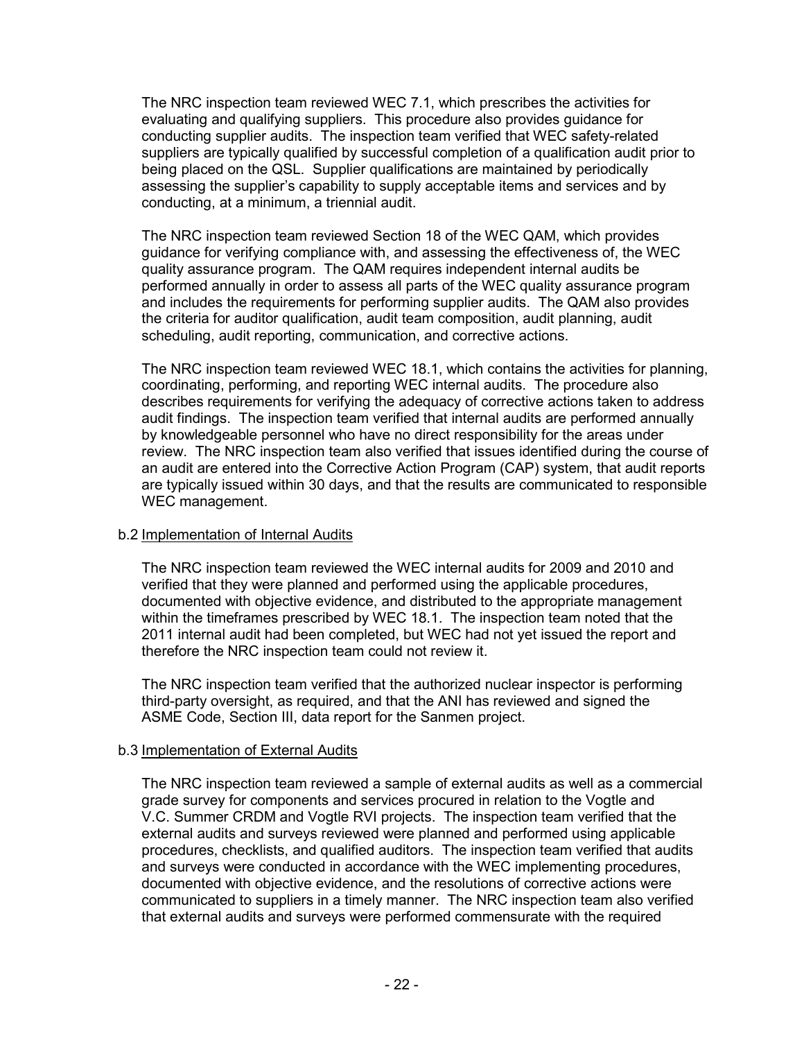The NRC inspection team reviewed WEC 7.1, which prescribes the activities for evaluating and qualifying suppliers. This procedure also provides guidance for conducting supplier audits. The inspection team verified that WEC safety-related suppliers are typically qualified by successful completion of a qualification audit prior to being placed on the QSL. Supplier qualifications are maintained by periodically assessing the supplier's capability to supply acceptable items and services and by conducting, at a minimum, a triennial audit.

The NRC inspection team reviewed Section 18 of the WEC QAM, which provides guidance for verifying compliance with, and assessing the effectiveness of, the WEC quality assurance program. The QAM requires independent internal audits be performed annually in order to assess all parts of the WEC quality assurance program and includes the requirements for performing supplier audits. The QAM also provides the criteria for auditor qualification, audit team composition, audit planning, audit scheduling, audit reporting, communication, and corrective actions.

The NRC inspection team reviewed WEC 18.1, which contains the activities for planning, coordinating, performing, and reporting WEC internal audits. The procedure also describes requirements for verifying the adequacy of corrective actions taken to address audit findings. The inspection team verified that internal audits are performed annually by knowledgeable personnel who have no direct responsibility for the areas under review. The NRC inspection team also verified that issues identified during the course of an audit are entered into the Corrective Action Program (CAP) system, that audit reports are typically issued within 30 days, and that the results are communicated to responsible WEC management.

b.2 Implementation of Internal Audits

The NRC inspection team reviewed the WEC internal audits for 2009 and 2010 and verified that they were planned and performed using the applicable procedures, documented with objective evidence, and distributed to the appropriate management within the timeframes prescribed by WEC 18.1. The inspection team noted that the 2011 internal audit had been completed, but WEC had not yet issued the report and therefore the NRC inspection team could not review it.

The NRC inspection team verified that the authorized nuclear inspector is performing third-party oversight, as required, and that the ANI has reviewed and signed the ASME Code, Section III, data report for the Sanmen project.

b.3 Implementation of External Audits

The NRC inspection team reviewed a sample of external audits as well as a commercial grade survey for components and services procured in relation to the Vogtle and V.C. Summer CRDM and Vogtle RVI projects. The inspection team verified that the external audits and surveys reviewed were planned and performed using applicable procedures, checklists, and qualified auditors. The inspection team verified that audits and surveys were conducted in accordance with the WEC implementing procedures, documented with objective evidence, and the resolutions of corrective actions were communicated to suppliers in a timely manner. The NRC inspection team also verified that external audits and surveys were performed commensurate with the required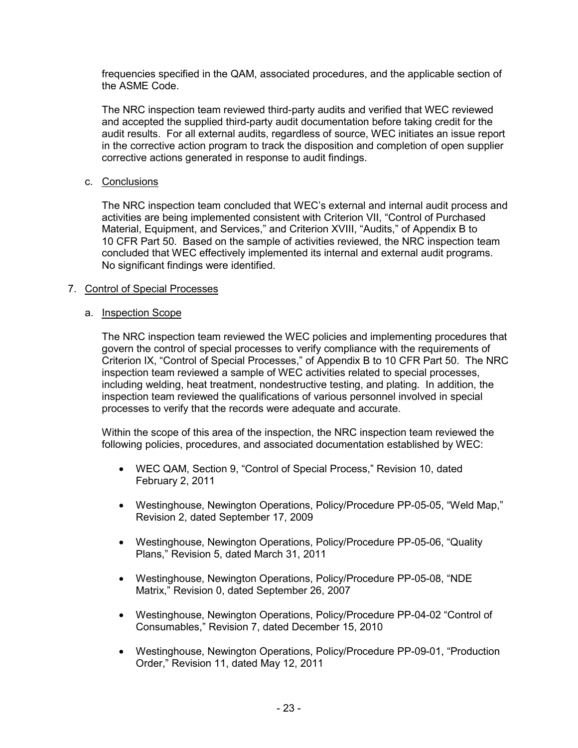frequencies specified in the QAM, associated procedures, and the applicable section of the ASME Code.

The NRC inspection team reviewed third-party audits and verified that WEC reviewed and accepted the supplied third-party audit documentation before taking credit for the audit results. For all external audits, regardless of source, WEC initiates an issue report in the corrective action program to track the disposition and completion of open supplier corrective actions generated in response to audit findings.

c. Conclusions

The NRC inspection team concluded that WEC's external and internal audit process and activities are being implemented consistent with Criterion VII, "Control of Purchased Material, Equipment, and Services," and Criterion XVIII, "Audits," of Appendix B to 10 CFR Part 50. Based on the sample of activities reviewed, the NRC inspection team concluded that WEC effectively implemented its internal and external audit programs. No significant findings were identified.

7. Control of Special Processes

a. Inspection Scope

The NRC inspection team reviewed the WEC policies and implementing procedures that govern the control of special processes to verify compliance with the requirements of Criterion IX, "Control of Special Processes," of Appendix B to 10 CFR Part 50. The NRC inspection team reviewed a sample of WEC activities related to special processes, including welding, heat treatment, nondestructive testing, and plating. In addition, the inspection team reviewed the qualifications of various personnel involved in special processes to verify that the records were adequate and accurate.

Within the scope of this area of the inspection, the NRC inspection team reviewed the following policies, procedures, and associated documentation established by WEC:

- WEC QAM, Section 9, "Control of Special Process," Revision 10, dated February 2, 2011
- Westinghouse, Newington Operations, Policy/Procedure PP-05-05, "Weld Map," Revision 2, dated September 17, 2009
- Westinghouse, Newington Operations, Policy/Procedure PP-05-06, "Quality Plans," Revision 5, dated March 31, 2011
- Westinghouse, Newington Operations, Policy/Procedure PP-05-08, "NDE Matrix," Revision 0, dated September 26, 2007
- Westinghouse, Newington Operations, Policy/Procedure PP-04-02 "Control of Consumables," Revision 7, dated December 15, 2010
- Westinghouse, Newington Operations, Policy/Procedure PP-09-01, "Production Order," Revision 11, dated May 12, 2011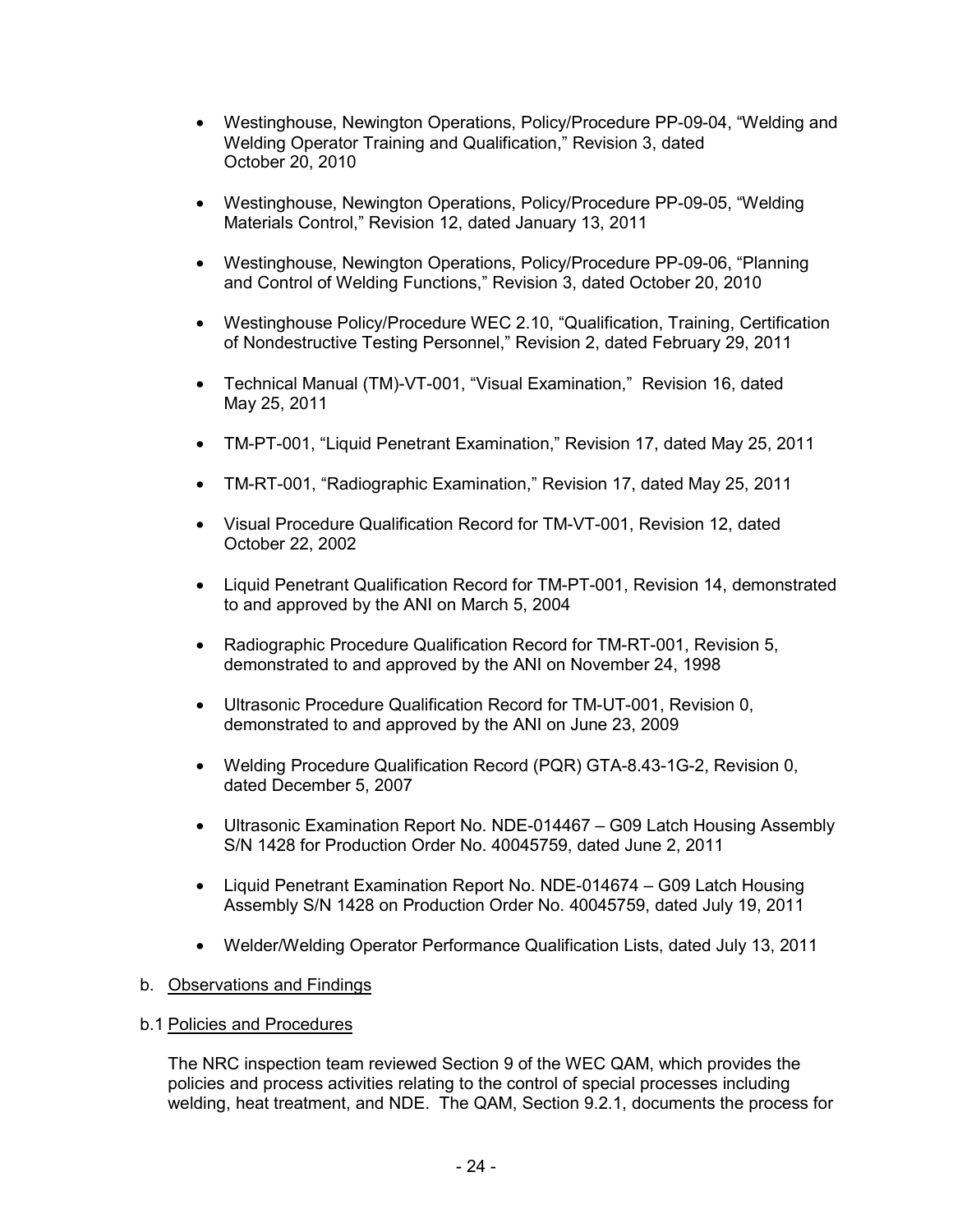- Westinghouse, Newington Operations, Policy/Procedure PP-09-04, "Welding and Welding Operator Training and Qualification," Revision 3, dated October 20, 2010

- Westinghouse, Newington Operations, Policy/Procedure PP-09-05, "Welding Materials Control," Revision 12, dated January 13, 2011

- Westinghouse, Newington Operations, Policy/Procedure PP-09-06, "Planning and Control of Welding Functions," Revision 3, dated October 20, 2010

- Westinghouse Policy/Procedure WEC 2.10, "Qualification, Training, Certification of Nondestructive Testing Personnel," Revision 2, dated February 29, 2011

- Technical Manual (TM)-VT-001, "Visual Examination," Revision 16, dated May 25, 2011

- TM-PT-001, "Liquid Penetrant Examination," Revision 17, dated May 25, 2011

- TM-RT-001, "Radiographic Examination," Revision 17, dated May 25, 2011

- Visual Procedure Qualification Record for TM-VT-001, Revision 12, dated October 22, 2002

- Liquid Penetrant Qualification Record for TM-PT-001, Revision 14, demonstrated to and approved by the ANI on March 5, 2004

- Radiographic Procedure Qualification Record for TM-RT-001, Revision 5, demonstrated to and approved by the ANI on November 24, 1998

- Ultrasonic Procedure Qualification Record for TM-UT-001, Revision 0, demonstrated to and approved by the ANI on June 23, 2009

- Welding Procedure Qualification Record (PQR) GTA-8.43-1G-2, Revision 0, dated December 5, 2007

- Ultrasonic Examination Report No. NDE-014467 – G09 Latch Housing Assembly S/N 1428 for Production Order No. 40045759, dated June 2, 2011

- Liquid Penetrant Examination Report No. NDE-014674 – G09 Latch Housing Assembly S/N 1428 on Production Order No. 40045759, dated July 19, 2011

- Welder/Welding Operator Performance Qualification Lists, dated July 13, 2011

b. Observations and Findings

b.1 Policies and Procedures

The NRC inspection team reviewed Section 9 of the WEC QAM, which provides the policies and process activities relating to the control of special processes including welding, heat treatment, and NDE. The QAM, Section 9.2.1, documents the process for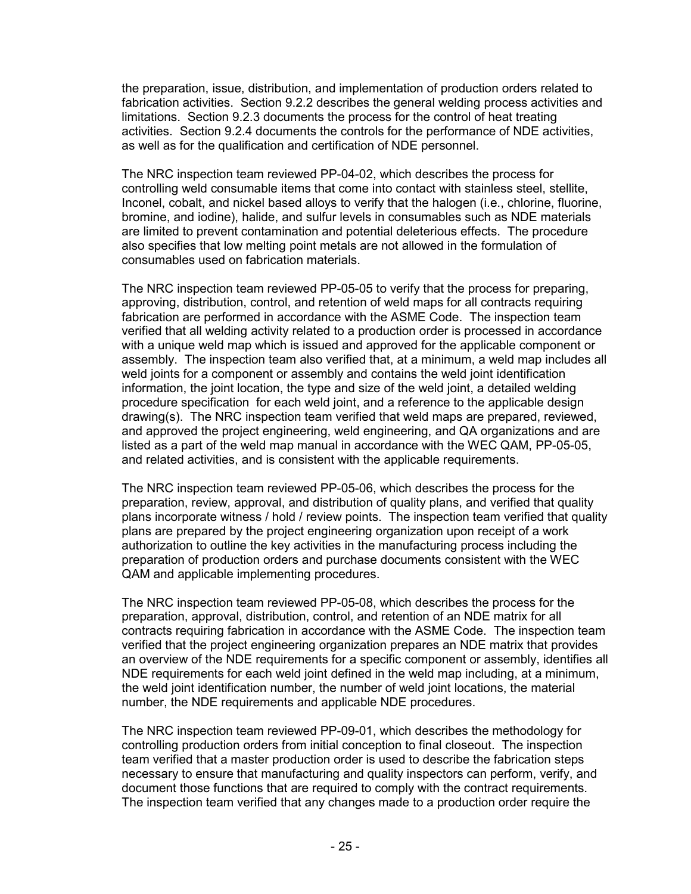the preparation, issue, distribution, and implementation of production orders related to fabrication activities. Section 9.2.2 describes the general welding process activities and limitations. Section 9.2.3 documents the process for the control of heat treating activities. Section 9.2.4 documents the controls for the performance of NDE activities, as well as for the qualification and certification of NDE personnel.

The NRC inspection team reviewed PP-04-02, which describes the process for controlling weld consumable items that come into contact with stainless steel, stellite, Inconel, cobalt, and nickel based alloys to verify that the halogen (i.e., chlorine, fluorine, bromine, and iodine), halide, and sulfur levels in consumables such as NDE materials are limited to prevent contamination and potential deleterious effects. The procedure also specifies that low melting point metals are not allowed in the formulation of consumables used on fabrication materials.

The NRC inspection team reviewed PP-05-05 to verify that the process for preparing, approving, distribution, control, and retention of weld maps for all contracts requiring fabrication are performed in accordance with the ASME Code. The inspection team verified that all welding activity related to a production order is processed in accordance with a unique weld map which is issued and approved for the applicable component or assembly. The inspection team also verified that, at a minimum, a weld map includes all weld joints for a component or assembly and contains the weld joint identification information, the joint location, the type and size of the weld joint, a detailed welding procedure specification for each weld joint, and a reference to the applicable design drawing(s). The NRC inspection team verified that weld maps are prepared, reviewed, and approved the project engineering, weld engineering, and QA organizations and are listed as a part of the weld map manual in accordance with the WEC QAM, PP-05-05, and related activities, and is consistent with the applicable requirements.

The NRC inspection team reviewed PP-05-06, which describes the process for the preparation, review, approval, and distribution of quality plans, and verified that quality plans incorporate witness / hold / review points. The inspection team verified that quality plans are prepared by the project engineering organization upon receipt of a work authorization to outline the key activities in the manufacturing process including the preparation of production orders and purchase documents consistent with the WEC QAM and applicable implementing procedures.

The NRC inspection team reviewed PP-05-08, which describes the process for the preparation, approval, distribution, control, and retention of an NDE matrix for all contracts requiring fabrication in accordance with the ASME Code. The inspection team verified that the project engineering organization prepares an NDE matrix that provides an overview of the NDE requirements for a specific component or assembly, identifies all NDE requirements for each weld joint defined in the weld map including, at a minimum, the weld joint identification number, the number of weld joint locations, the material number, the NDE requirements and applicable NDE procedures.

The NRC inspection team reviewed PP-09-01, which describes the methodology for controlling production orders from initial conception to final closeout. The inspection team verified that a master production order is used to describe the fabrication steps necessary to ensure that manufacturing and quality inspectors can perform, verify, and document those functions that are required to comply with the contract requirements. The inspection team verified that any changes made to a production order require the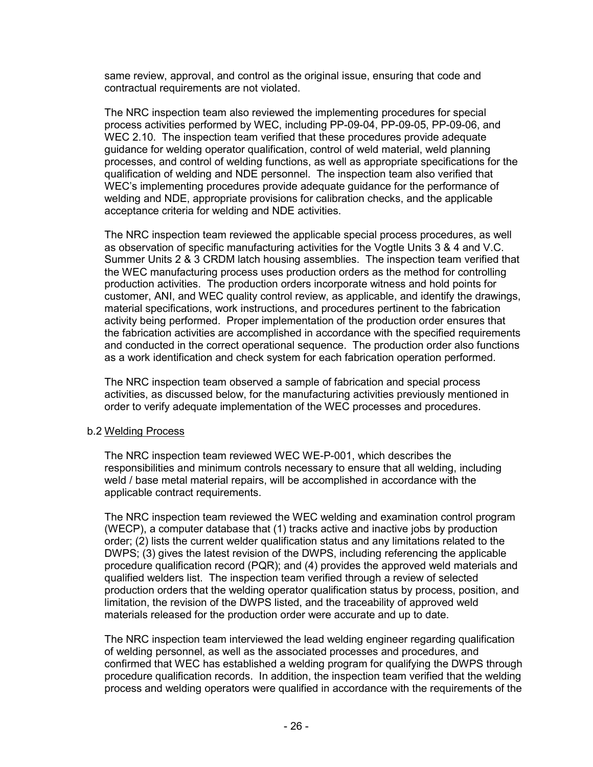same review, approval, and control as the original issue, ensuring that code and contractual requirements are not violated.

The NRC inspection team also reviewed the implementing procedures for special process activities performed by WEC, including PP-09-04, PP-09-05, PP-09-06, and WEC 2.10. The inspection team verified that these procedures provide adequate guidance for welding operator qualification, control of weld material, weld planning processes, and control of welding functions, as well as appropriate specifications for the qualification of welding and NDE personnel. The inspection team also verified that WEC's implementing procedures provide adequate guidance for the performance of welding and NDE, appropriate provisions for calibration checks, and the applicable acceptance criteria for welding and NDE activities.

The NRC inspection team reviewed the applicable special process procedures, as well as observation of specific manufacturing activities for the Vogtle Units 3 & 4 and V.C. Summer Units 2 & 3 CRDM latch housing assemblies. The inspection team verified that the WEC manufacturing process uses production orders as the method for controlling production activities. The production orders incorporate witness and hold points for customer, ANI, and WEC quality control review, as applicable, and identify the drawings, material specifications, work instructions, and procedures pertinent to the fabrication activity being performed. Proper implementation of the production order ensures that the fabrication activities are accomplished in accordance with the specified requirements and conducted in the correct operational sequence. The production order also functions as a work identification and check system for each fabrication operation performed.

The NRC inspection team observed a sample of fabrication and special process activities, as discussed below, for the manufacturing activities previously mentioned in order to verify adequate implementation of the WEC processes and procedures.

b.2 Welding Process

The NRC inspection team reviewed WEC WE-P-001, which describes the responsibilities and minimum controls necessary to ensure that all welding, including weld / base metal material repairs, will be accomplished in accordance with the applicable contract requirements.

The NRC inspection team reviewed the WEC welding and examination control program (WECP), a computer database that (1) tracks active and inactive jobs by production order; (2) lists the current welder qualification status and any limitations related to the DWPS; (3) gives the latest revision of the DWPS, including referencing the applicable procedure qualification record (PQR); and (4) provides the approved weld materials and qualified welders list. The inspection team verified through a review of selected production orders that the welding operator qualification status by process, position, and limitation, the revision of the DWPS listed, and the traceability of approved weld materials released for the production order were accurate and up to date.

The NRC inspection team interviewed the lead welding engineer regarding qualification of welding personnel, as well as the associated processes and procedures, and confirmed that WEC has established a welding program for qualifying the DWPS through procedure qualification records. In addition, the inspection team verified that the welding process and welding operators were qualified in accordance with the requirements of the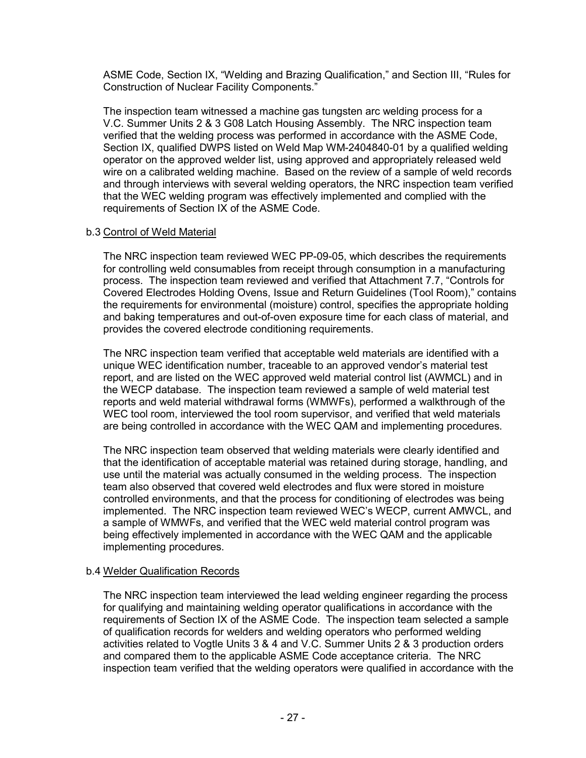ASME Code, Section IX, "Welding and Brazing Qualification," and Section III, "Rules for Construction of Nuclear Facility Components."

The inspection team witnessed a machine gas tungsten arc welding process for a V.C. Summer Units 2 & 3 G08 Latch Housing Assembly. The NRC inspection team verified that the welding process was performed in accordance with the ASME Code, Section IX, qualified DWPS listed on Weld Map WM-2404840-01 by a qualified welding operator on the approved welder list, using approved and appropriately released weld wire on a calibrated welding machine. Based on the review of a sample of weld records and through interviews with several welding operators, the NRC inspection team verified that the WEC welding program was effectively implemented and complied with the requirements of Section IX of the ASME Code.

b.3 Control of Weld Material

The NRC inspection team reviewed WEC PP-09-05, which describes the requirements for controlling weld consumables from receipt through consumption in a manufacturing process. The inspection team reviewed and verified that Attachment 7.7, "Controls for Covered Electrodes Holding Ovens, Issue and Return Guidelines (Tool Room)," contains the requirements for environmental (moisture) control, specifies the appropriate holding and baking temperatures and out-of-oven exposure time for each class of material, and provides the covered electrode conditioning requirements.

The NRC inspection team verified that acceptable weld materials are identified with a unique WEC identification number, traceable to an approved vendor's material test report, and are listed on the WEC approved weld material control list (AWMCL) and in the WECP database. The inspection team reviewed a sample of weld material test reports and weld material withdrawal forms (WMWFs), performed a walkthrough of the WEC tool room, interviewed the tool room supervisor, and verified that weld materials are being controlled in accordance with the WEC QAM and implementing procedures.

The NRC inspection team observed that welding materials were clearly identified and that the identification of acceptable material was retained during storage, handling, and use until the material was actually consumed in the welding process. The inspection team also observed that covered weld electrodes and flux were stored in moisture controlled environments, and that the process for conditioning of electrodes was being implemented. The NRC inspection team reviewed WEC's WECP, current AMWCL, and a sample of WMWFs, and verified that the WEC weld material control program was being effectively implemented in accordance with the WEC QAM and the applicable implementing procedures.

b.4 Welder Qualification Records

The NRC inspection team interviewed the lead welding engineer regarding the process for qualifying and maintaining welding operator qualifications in accordance with the requirements of Section IX of the ASME Code. The inspection team selected a sample of qualification records for welders and welding operators who performed welding activities related to Vogtle Units 3 & 4 and V.C. Summer Units 2 & 3 production orders and compared them to the applicable ASME Code acceptance criteria. The NRC inspection team verified that the welding operators were qualified in accordance with the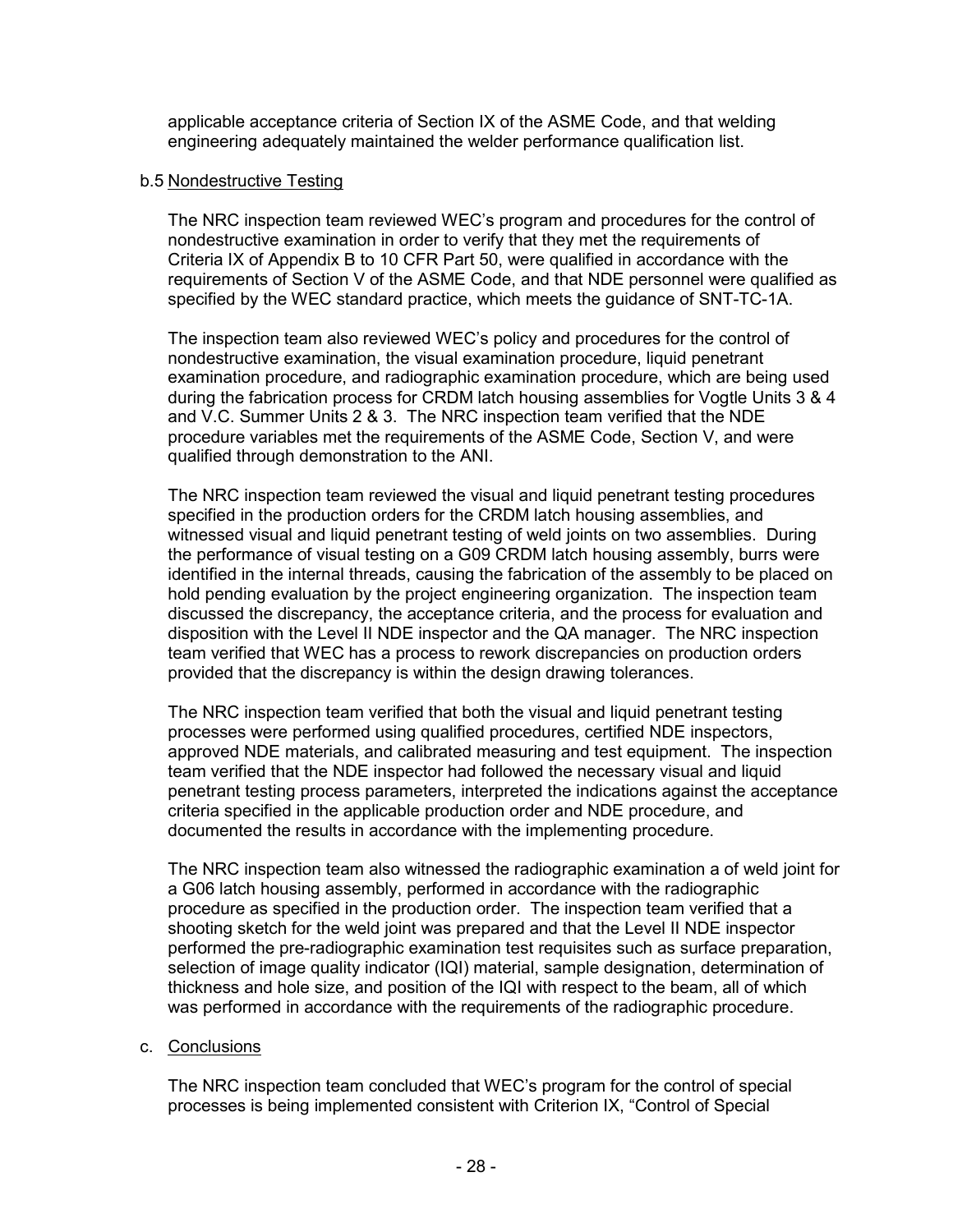applicable acceptance criteria of Section IX of the ASME Code, and that welding engineering adequately maintained the welder performance qualification list.

b.5 Nondestructive Testing

The NRC inspection team reviewed WEC's program and procedures for the control of nondestructive examination in order to verify that they met the requirements of Criteria IX of Appendix B to 10 CFR Part 50, were qualified in accordance with the requirements of Section V of the ASME Code, and that NDE personnel were qualified as specified by the WEC standard practice, which meets the guidance of SNT-TC-1A.

The inspection team also reviewed WEC's policy and procedures for the control of nondestructive examination, the visual examination procedure, liquid penetrant examination procedure, and radiographic examination procedure, which are being used during the fabrication process for CRDM latch housing assemblies for Vogtle Units 3 & 4 and V.C. Summer Units 2 & 3. The NRC inspection team verified that the NDE procedure variables met the requirements of the ASME Code, Section V, and were qualified through demonstration to the ANI.

The NRC inspection team reviewed the visual and liquid penetrant testing procedures specified in the production orders for the CRDM latch housing assemblies, and witnessed visual and liquid penetrant testing of weld joints on two assemblies. During the performance of visual testing on a G09 CRDM latch housing assembly, burrs were identified in the internal threads, causing the fabrication of the assembly to be placed on hold pending evaluation by the project engineering organization. The inspection team discussed the discrepancy, the acceptance criteria, and the process for evaluation and disposition with the Level II NDE inspector and the QA manager. The NRC inspection team verified that WEC has a process to rework discrepancies on production orders provided that the discrepancy is within the design drawing tolerances.

The NRC inspection team verified that both the visual and liquid penetrant testing processes were performed using qualified procedures, certified NDE inspectors, approved NDE materials, and calibrated measuring and test equipment. The inspection team verified that the NDE inspector had followed the necessary visual and liquid penetrant testing process parameters, interpreted the indications against the acceptance criteria specified in the applicable production order and NDE procedure, and documented the results in accordance with the implementing procedure.

The NRC inspection team also witnessed the radiographic examination a of weld joint for a G06 latch housing assembly, performed in accordance with the radiographic procedure as specified in the production order. The inspection team verified that a shooting sketch for the weld joint was prepared and that the Level II NDE inspector performed the pre-radiographic examination test requisites such as surface preparation, selection of image quality indicator (IQI) material, sample designation, determination of thickness and hole size, and position of the IQI with respect to the beam, all of which was performed in accordance with the requirements of the radiographic procedure.

c. Conclusions

The NRC inspection team concluded that WEC's program for the control of special processes is being implemented consistent with Criterion IX, "Control of Special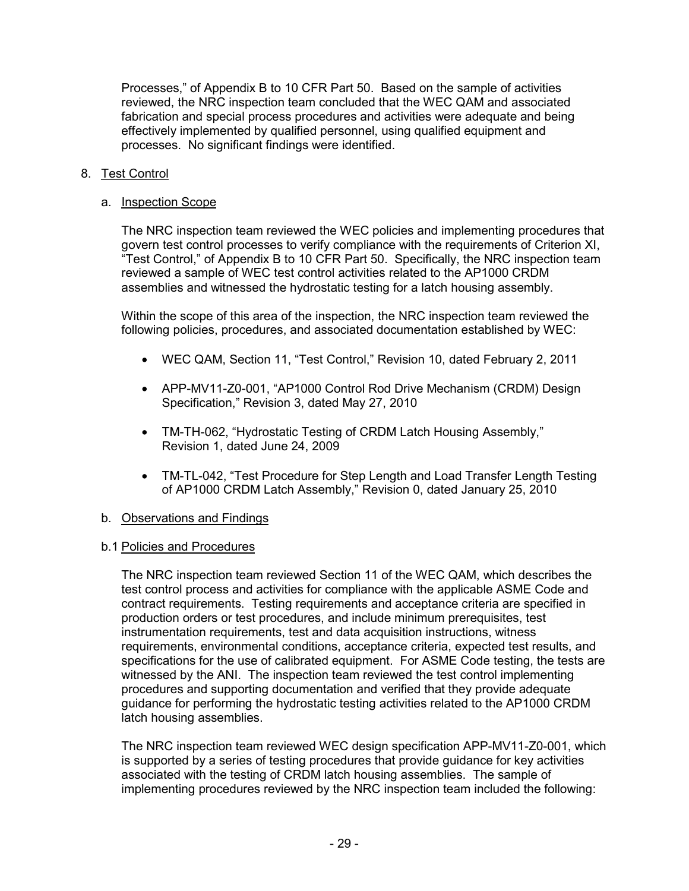Processes," of Appendix B to 10 CFR Part 50. Based on the sample of activities reviewed, the NRC inspection team concluded that the WEC QAM and associated fabrication and special process procedures and activities were adequate and being effectively implemented by qualified personnel, using qualified equipment and processes. No significant findings were identified.

8. Test Control

   a. Inspection Scope

   The NRC inspection team reviewed the WEC policies and implementing procedures that govern test control processes to verify compliance with the requirements of Criterion XI, "Test Control," of Appendix B to 10 CFR Part 50. Specifically, the NRC inspection team reviewed a sample of WEC test control activities related to the AP1000 CRDM assemblies and witnessed the hydrostatic testing for a latch housing assembly.

   Within the scope of this area of the inspection, the NRC inspection team reviewed the following policies, procedures, and associated documentation established by WEC:

   - WEC QAM, Section 11, "Test Control," Revision 10, dated February 2, 2011
   - APP-MV11-Z0-001, "AP1000 Control Rod Drive Mechanism (CRDM) Design Specification," Revision 3, dated May 27, 2010
   - TM-TH-062, "Hydrostatic Testing of CRDM Latch Housing Assembly," Revision 1, dated June 24, 2009
   - TM-TL-042, "Test Procedure for Step Length and Load Transfer Length Testing of AP1000 CRDM Latch Assembly," Revision 0, dated January 25, 2010

   b. Observations and Findings

   b.1 Policies and Procedures

   The NRC inspection team reviewed Section 11 of the WEC QAM, which describes the test control process and activities for compliance with the applicable ASME Code and contract requirements. Testing requirements and acceptance criteria are specified in production orders or test procedures, and include minimum prerequisites, test instrumentation requirements, test and data acquisition instructions, witness requirements, environmental conditions, acceptance criteria, expected test results, and specifications for the use of calibrated equipment. For ASME Code testing, the tests are witnessed by the ANI. The inspection team reviewed the test control implementing procedures and supporting documentation and verified that they provide adequate guidance for performing the hydrostatic testing activities related to the AP1000 CRDM latch housing assemblies.

   The NRC inspection team reviewed WEC design specification APP-MV11-Z0-001, which is supported by a series of testing procedures that provide guidance for key activities associated with the testing of CRDM latch housing assemblies. The sample of implementing procedures reviewed by the NRC inspection team included the following: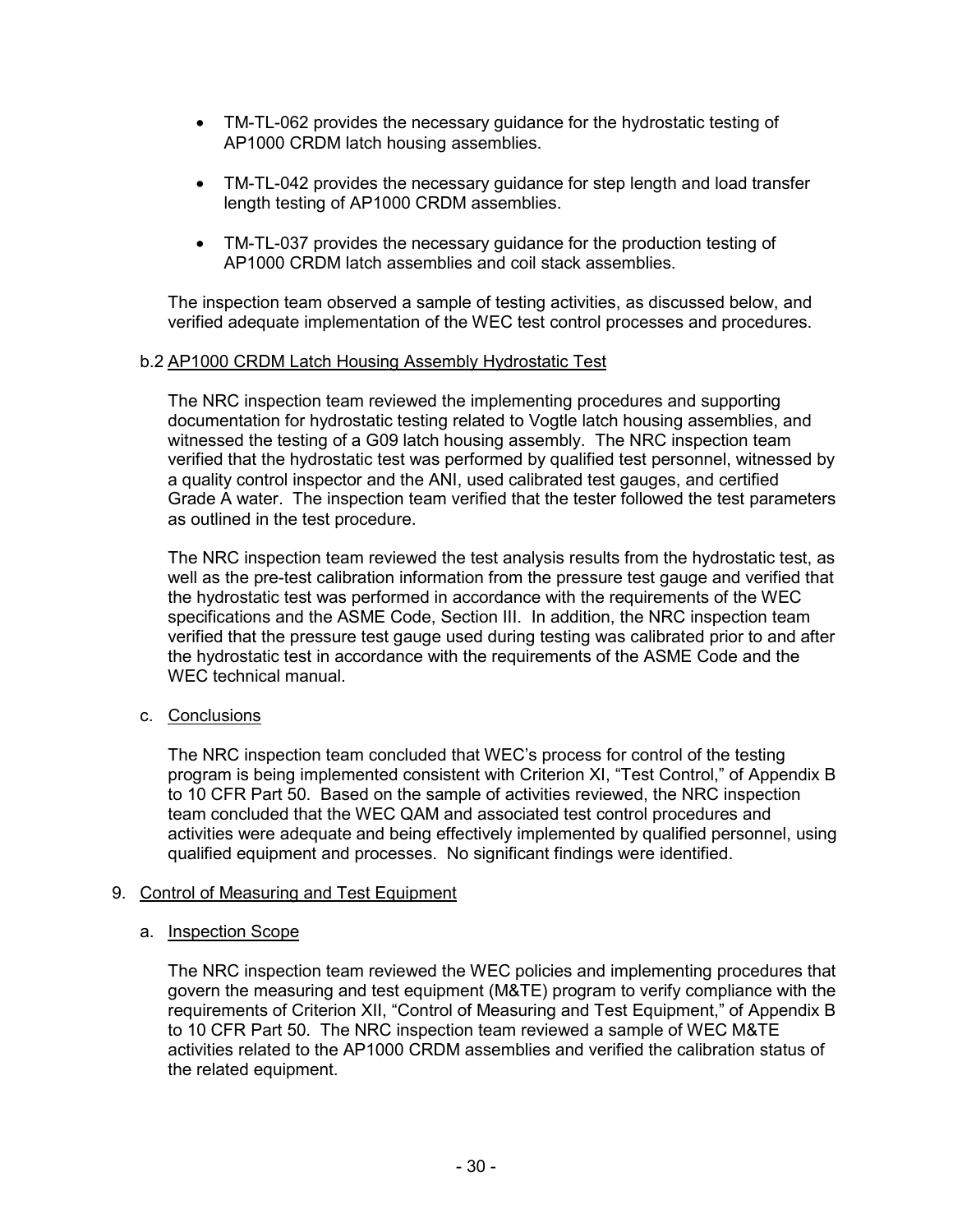- TM-TL-062 provides the necessary guidance for the hydrostatic testing of AP1000 CRDM latch housing assemblies.
- TM-TL-042 provides the necessary guidance for step length and load transfer length testing of AP1000 CRDM assemblies.
- TM-TL-037 provides the necessary guidance for the production testing of AP1000 CRDM latch assemblies and coil stack assemblies.

The inspection team observed a sample of testing activities, as discussed below, and verified adequate implementation of the WEC test control processes and procedures.

b.2 AP1000 CRDM Latch Housing Assembly Hydrostatic Test

The NRC inspection team reviewed the implementing procedures and supporting documentation for hydrostatic testing related to Vogtle latch housing assemblies, and witnessed the testing of a G09 latch housing assembly. The NRC inspection team verified that the hydrostatic test was performed by qualified test personnel, witnessed by a quality control inspector and the ANI, used calibrated test gauges, and certified Grade A water. The inspection team verified that the tester followed the test parameters as outlined in the test procedure.

The NRC inspection team reviewed the test analysis results from the hydrostatic test, as well as the pre-test calibration information from the pressure test gauge and verified that the hydrostatic test was performed in accordance with the requirements of the WEC specifications and the ASME Code, Section III. In addition, the NRC inspection team verified that the pressure test gauge used during testing was calibrated prior to and after the hydrostatic test in accordance with the requirements of the ASME Code and the WEC technical manual.

c. Conclusions

The NRC inspection team concluded that WEC's process for control of the testing program is being implemented consistent with Criterion XI, "Test Control," of Appendix B to 10 CFR Part 50. Based on the sample of activities reviewed, the NRC inspection team concluded that the WEC QAM and associated test control procedures and activities were adequate and being effectively implemented by qualified personnel, using qualified equipment and processes. No significant findings were identified.

9. Control of Measuring and Test Equipment

a. Inspection Scope

The NRC inspection team reviewed the WEC policies and implementing procedures that govern the measuring and test equipment (M&TE) program to verify compliance with the requirements of Criterion XII, "Control of Measuring and Test Equipment," of Appendix B to 10 CFR Part 50. The NRC inspection team reviewed a sample of WEC M&TE activities related to the AP1000 CRDM assemblies and verified the calibration status of the related equipment.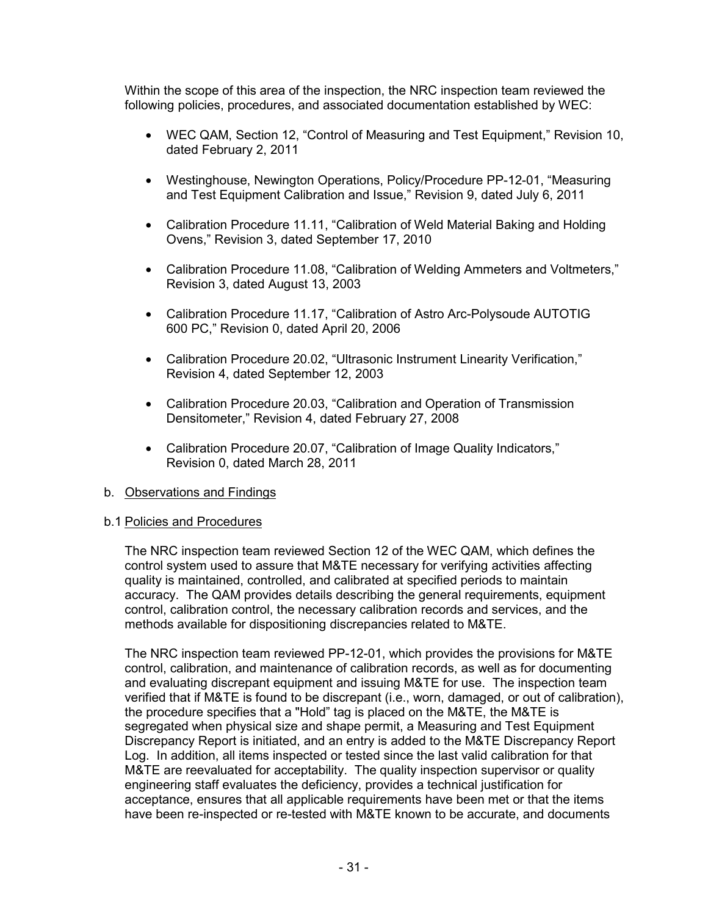Within the scope of this area of the inspection, the NRC inspection team reviewed the following policies, procedures, and associated documentation established by WEC:

- WEC QAM, Section 12, "Control of Measuring and Test Equipment," Revision 10, dated February 2, 2011
- Westinghouse, Newington Operations, Policy/Procedure PP-12-01, "Measuring and Test Equipment Calibration and Issue," Revision 9, dated July 6, 2011
- Calibration Procedure 11.11, "Calibration of Weld Material Baking and Holding Ovens," Revision 3, dated September 17, 2010
- Calibration Procedure 11.08, "Calibration of Welding Ammeters and Voltmeters," Revision 3, dated August 13, 2003
- Calibration Procedure 11.17, "Calibration of Astro Arc-Polysoude AUTOTIG 600 PC," Revision 0, dated April 20, 2006
- Calibration Procedure 20.02, "Ultrasonic Instrument Linearity Verification," Revision 4, dated September 12, 2003
- Calibration Procedure 20.03, "Calibration and Operation of Transmission Densitometer," Revision 4, dated February 27, 2008
- Calibration Procedure 20.07, "Calibration of Image Quality Indicators," Revision 0, dated March 28, 2011

b. Observations and Findings

b.1 Policies and Procedures

The NRC inspection team reviewed Section 12 of the WEC QAM, which defines the control system used to assure that M&TE necessary for verifying activities affecting quality is maintained, controlled, and calibrated at specified periods to maintain accuracy. The QAM provides details describing the general requirements, equipment control, calibration control, the necessary calibration records and services, and the methods available for dispositioning discrepancies related to M&TE.

The NRC inspection team reviewed PP-12-01, which provides the provisions for M&TE control, calibration, and maintenance of calibration records, as well as for documenting and evaluating discrepant equipment and issuing M&TE for use. The inspection team verified that if M&TE is found to be discrepant (i.e., worn, damaged, or out of calibration), the procedure specifies that a "Hold" tag is placed on the M&TE, the M&TE is segregated when physical size and shape permit, a Measuring and Test Equipment Discrepancy Report is initiated, and an entry is added to the M&TE Discrepancy Report Log. In addition, all items inspected or tested since the last valid calibration for that M&TE are reevaluated for acceptability. The quality inspection supervisor or quality engineering staff evaluates the deficiency, provides a technical justification for acceptance, ensures that all applicable requirements have been met or that the items have been re-inspected or re-tested with M&TE known to be accurate, and documents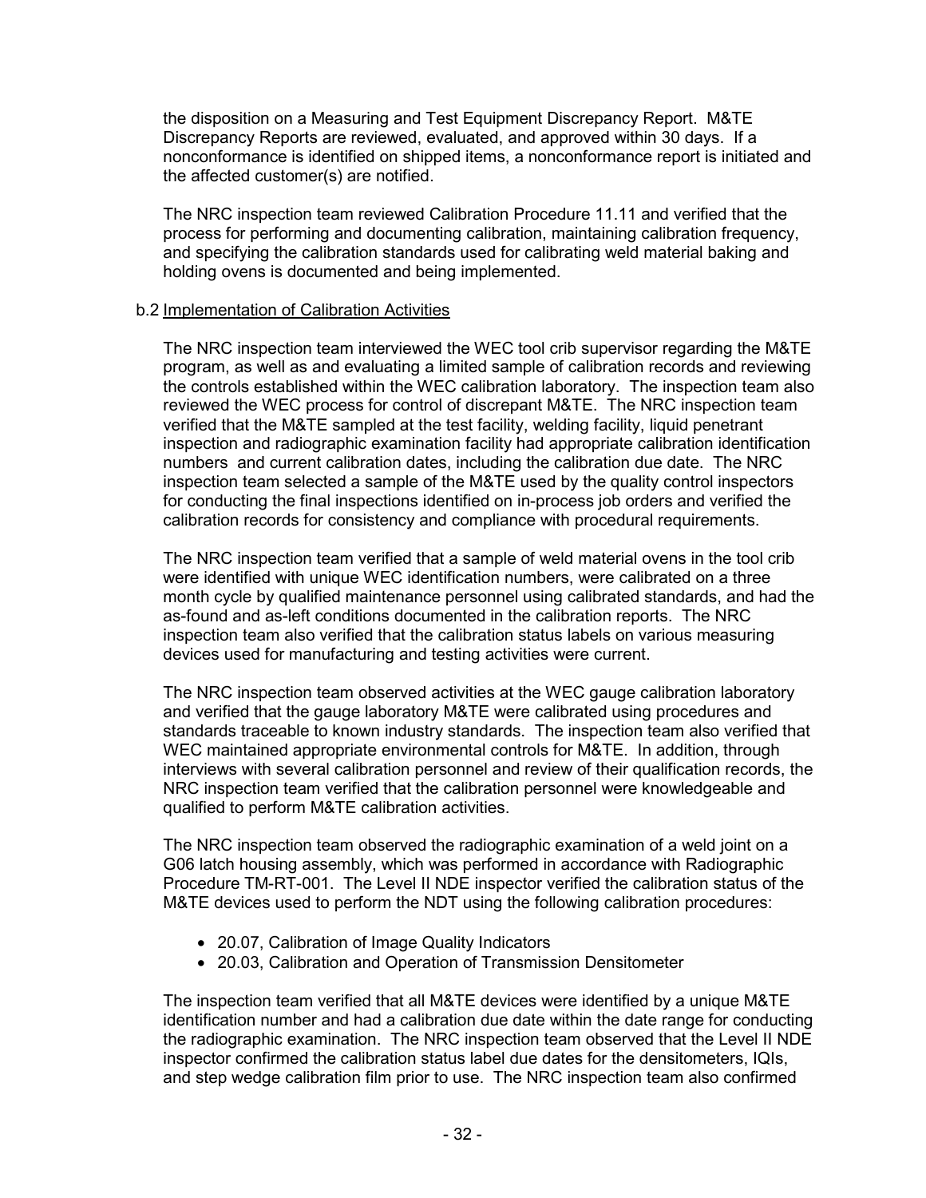the disposition on a Measuring and Test Equipment Discrepancy Report. M&TE Discrepancy Reports are reviewed, evaluated, and approved within 30 days. If a nonconformance is identified on shipped items, a nonconformance report is initiated and the affected customer(s) are notified.

The NRC inspection team reviewed Calibration Procedure 11.11 and verified that the process for performing and documenting calibration, maintaining calibration frequency, and specifying the calibration standards used for calibrating weld material baking and holding ovens is documented and being implemented.

b.2 Implementation of Calibration Activities

The NRC inspection team interviewed the WEC tool crib supervisor regarding the M&TE program, as well as and evaluating a limited sample of calibration records and reviewing the controls established within the WEC calibration laboratory. The inspection team also reviewed the WEC process for control of discrepant M&TE. The NRC inspection team verified that the M&TE sampled at the test facility, welding facility, liquid penetrant inspection and radiographic examination facility had appropriate calibration identification numbers and current calibration dates, including the calibration due date. The NRC inspection team selected a sample of the M&TE used by the quality control inspectors for conducting the final inspections identified on in-process job orders and verified the calibration records for consistency and compliance with procedural requirements.

The NRC inspection team verified that a sample of weld material ovens in the tool crib were identified with unique WEC identification numbers, were calibrated on a three month cycle by qualified maintenance personnel using calibrated standards, and had the as-found and as-left conditions documented in the calibration reports. The NRC inspection team also verified that the calibration status labels on various measuring devices used for manufacturing and testing activities were current.

The NRC inspection team observed activities at the WEC gauge calibration laboratory and verified that the gauge laboratory M&TE were calibrated using procedures and standards traceable to known industry standards. The inspection team also verified that WEC maintained appropriate environmental controls for M&TE. In addition, through interviews with several calibration personnel and review of their qualification records, the NRC inspection team verified that the calibration personnel were knowledgeable and qualified to perform M&TE calibration activities.

The NRC inspection team observed the radiographic examination of a weld joint on a G06 latch housing assembly, which was performed in accordance with Radiographic Procedure TM-RT-001. The Level II NDE inspector verified the calibration status of the M&TE devices used to perform the NDT using the following calibration procedures:

- 20.07, Calibration of Image Quality Indicators
- 20.03, Calibration and Operation of Transmission Densitometer

The inspection team verified that all M&TE devices were identified by a unique M&TE identification number and had a calibration due date within the date range for conducting the radiographic examination. The NRC inspection team observed that the Level II NDE inspector confirmed the calibration status label due dates for the densitometers, IQIs, and step wedge calibration film prior to use. The NRC inspection team also confirmed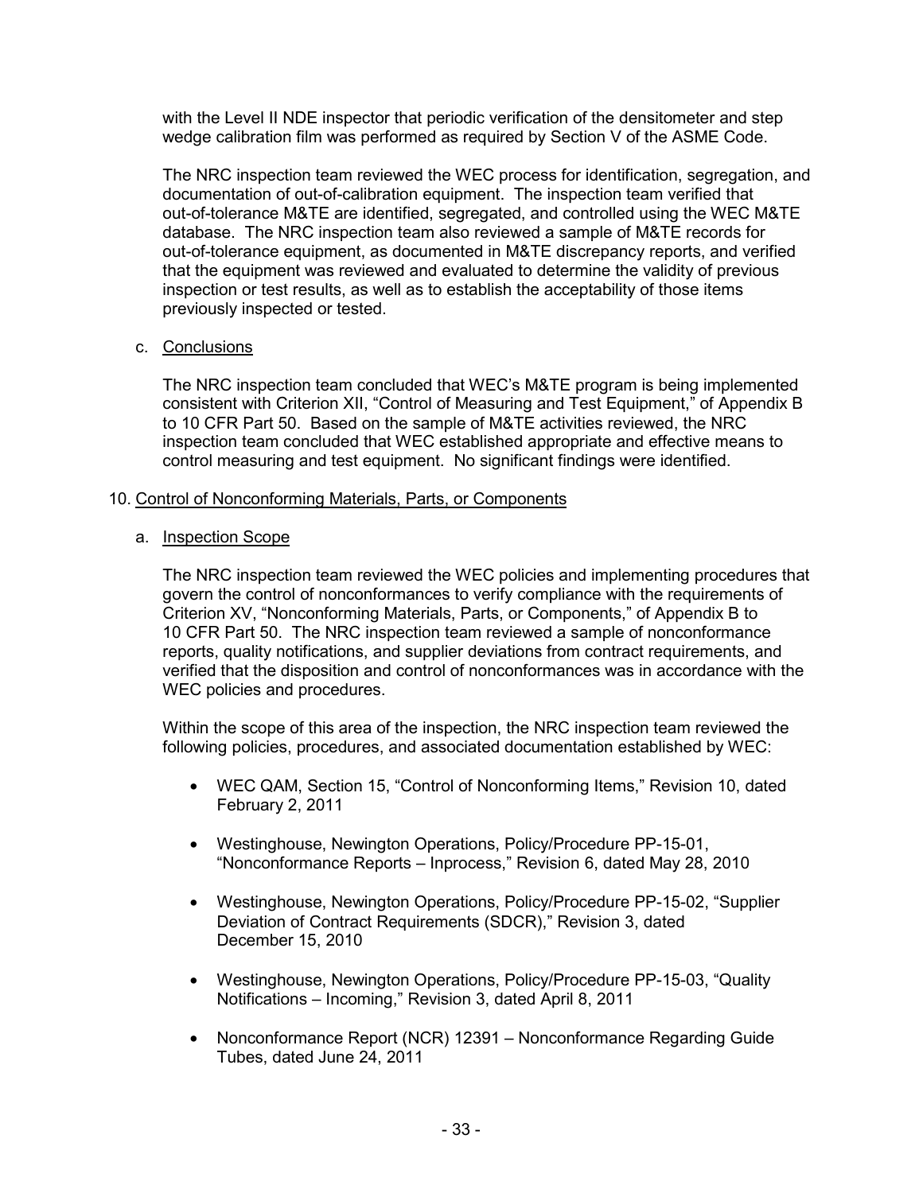with the Level II NDE inspector that periodic verification of the densitometer and step wedge calibration film was performed as required by Section V of the ASME Code.

The NRC inspection team reviewed the WEC process for identification, segregation, and documentation of out-of-calibration equipment. The inspection team verified that out-of-tolerance M&TE are identified, segregated, and controlled using the WEC M&TE database. The NRC inspection team also reviewed a sample of M&TE records for out-of-tolerance equipment, as documented in M&TE discrepancy reports, and verified that the equipment was reviewed and evaluated to determine the validity of previous inspection or test results, as well as to establish the acceptability of those items previously inspected or tested.

c. Conclusions

The NRC inspection team concluded that WEC's M&TE program is being implemented consistent with Criterion XII, "Control of Measuring and Test Equipment," of Appendix B to 10 CFR Part 50. Based on the sample of M&TE activities reviewed, the NRC inspection team concluded that WEC established appropriate and effective means to control measuring and test equipment. No significant findings were identified.

## 10. Control of Nonconforming Materials, Parts, or Components

a. Inspection Scope

The NRC inspection team reviewed the WEC policies and implementing procedures that govern the control of nonconformances to verify compliance with the requirements of Criterion XV, "Nonconforming Materials, Parts, or Components," of Appendix B to 10 CFR Part 50. The NRC inspection team reviewed a sample of nonconformance reports, quality notifications, and supplier deviations from contract requirements, and verified that the disposition and control of nonconformances was in accordance with the WEC policies and procedures.

Within the scope of this area of the inspection, the NRC inspection team reviewed the following policies, procedures, and associated documentation established by WEC:

- WEC QAM, Section 15, "Control of Nonconforming Items," Revision 10, dated February 2, 2011
- Westinghouse, Newington Operations, Policy/Procedure PP-15-01, "Nonconformance Reports – Inprocess," Revision 6, dated May 28, 2010
- Westinghouse, Newington Operations, Policy/Procedure PP-15-02, "Supplier Deviation of Contract Requirements (SDCR)," Revision 3, dated December 15, 2010
- Westinghouse, Newington Operations, Policy/Procedure PP-15-03, "Quality Notifications – Incoming," Revision 3, dated April 8, 2011
- Nonconformance Report (NCR) 12391 – Nonconformance Regarding Guide Tubes, dated June 24, 2011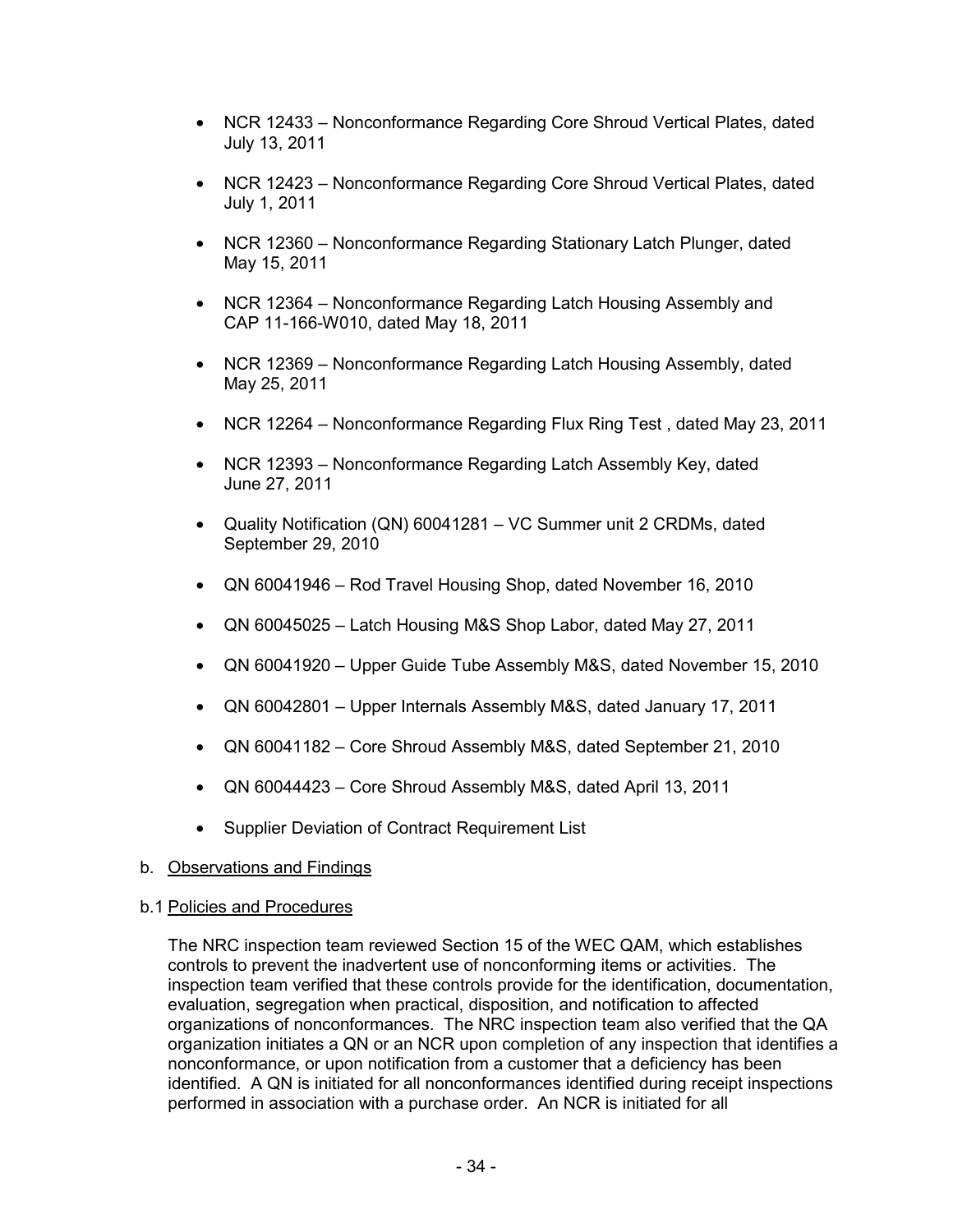- NCR 12433 – Nonconformance Regarding Core Shroud Vertical Plates, dated July 13, 2011

- NCR 12423 – Nonconformance Regarding Core Shroud Vertical Plates, dated July 1, 2011

- NCR 12360 – Nonconformance Regarding Stationary Latch Plunger, dated May 15, 2011

- NCR 12364 – Nonconformance Regarding Latch Housing Assembly and CAP 11-166-W010, dated May 18, 2011

- NCR 12369 – Nonconformance Regarding Latch Housing Assembly, dated May 25, 2011

- NCR 12264 – Nonconformance Regarding Flux Ring Test , dated May 23, 2011

- NCR 12393 – Nonconformance Regarding Latch Assembly Key, dated June 27, 2011

- Quality Notification (QN) 60041281 – VC Summer unit 2 CRDMs, dated September 29, 2010

- QN 60041946 – Rod Travel Housing Shop, dated November 16, 2010

- QN 60045025 – Latch Housing M&S Shop Labor, dated May 27, 2011

- QN 60041920 – Upper Guide Tube Assembly M&S, dated November 15, 2010

- QN 60042801 – Upper Internals Assembly M&S, dated January 17, 2011

- QN 60041182 – Core Shroud Assembly M&S, dated September 21, 2010

- QN 60044423 – Core Shroud Assembly M&S, dated April 13, 2011

- Supplier Deviation of Contract Requirement List

b. Observations and Findings

b.1 Policies and Procedures

The NRC inspection team reviewed Section 15 of the WEC QAM, which establishes controls to prevent the inadvertent use of nonconforming items or activities. The inspection team verified that these controls provide for the identification, documentation, evaluation, segregation when practical, disposition, and notification to affected organizations of nonconformances. The NRC inspection team also verified that the QA organization initiates a QN or an NCR upon completion of any inspection that identifies a nonconformance, or upon notification from a customer that a deficiency has been identified. A QN is initiated for all nonconformances identified during receipt inspections performed in association with a purchase order. An NCR is initiated for all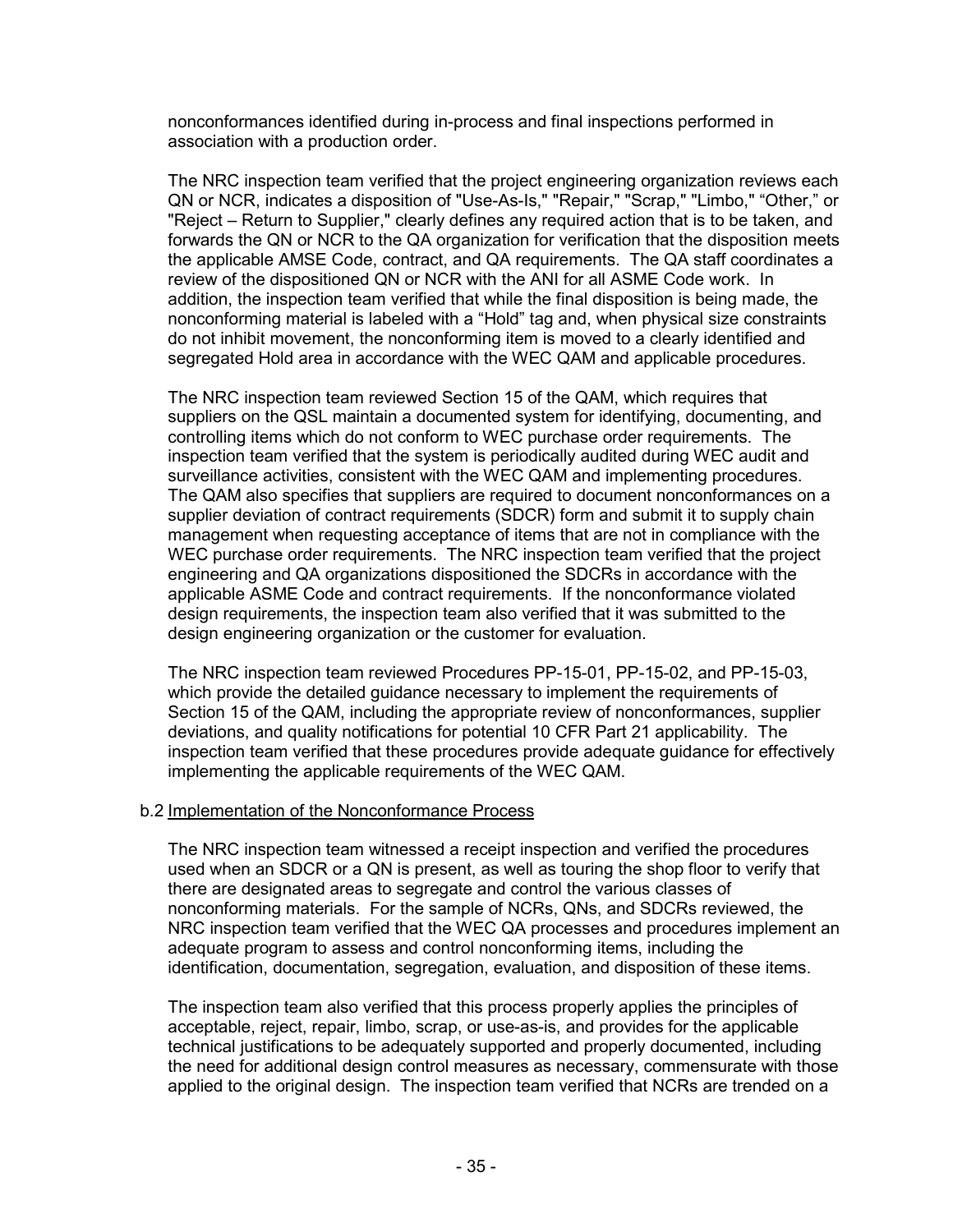nonconformances identified during in-process and final inspections performed in association with a production order.

The NRC inspection team verified that the project engineering organization reviews each QN or NCR, indicates a disposition of "Use-As-Is," "Repair," "Scrap," "Limbo," "Other," or "Reject – Return to Supplier," clearly defines any required action that is to be taken, and forwards the QN or NCR to the QA organization for verification that the disposition meets the applicable AMSE Code, contract, and QA requirements. The QA staff coordinates a review of the dispositioned QN or NCR with the ANI for all ASME Code work. In addition, the inspection team verified that while the final disposition is being made, the nonconforming material is labeled with a "Hold" tag and, when physical size constraints do not inhibit movement, the nonconforming item is moved to a clearly identified and segregated Hold area in accordance with the WEC QAM and applicable procedures.

The NRC inspection team reviewed Section 15 of the QAM, which requires that suppliers on the QSL maintain a documented system for identifying, documenting, and controlling items which do not conform to WEC purchase order requirements. The inspection team verified that the system is periodically audited during WEC audit and surveillance activities, consistent with the WEC QAM and implementing procedures. The QAM also specifies that suppliers are required to document nonconformances on a supplier deviation of contract requirements (SDCR) form and submit it to supply chain management when requesting acceptance of items that are not in compliance with the WEC purchase order requirements. The NRC inspection team verified that the project engineering and QA organizations dispositioned the SDCRs in accordance with the applicable ASME Code and contract requirements. If the nonconformance violated design requirements, the inspection team also verified that it was submitted to the design engineering organization or the customer for evaluation.

The NRC inspection team reviewed Procedures PP-15-01, PP-15-02, and PP-15-03, which provide the detailed guidance necessary to implement the requirements of Section 15 of the QAM, including the appropriate review of nonconformances, supplier deviations, and quality notifications for potential 10 CFR Part 21 applicability. The inspection team verified that these procedures provide adequate guidance for effectively implementing the applicable requirements of the WEC QAM.

b.2 Implementation of the Nonconformance Process

The NRC inspection team witnessed a receipt inspection and verified the procedures used when an SDCR or a QN is present, as well as touring the shop floor to verify that there are designated areas to segregate and control the various classes of nonconforming materials. For the sample of NCRs, QNs, and SDCRs reviewed, the NRC inspection team verified that the WEC QA processes and procedures implement an adequate program to assess and control nonconforming items, including the identification, documentation, segregation, evaluation, and disposition of these items.

The inspection team also verified that this process properly applies the principles of acceptable, reject, repair, limbo, scrap, or use-as-is, and provides for the applicable technical justifications to be adequately supported and properly documented, including the need for additional design control measures as necessary, commensurate with those applied to the original design. The inspection team verified that NCRs are trended on a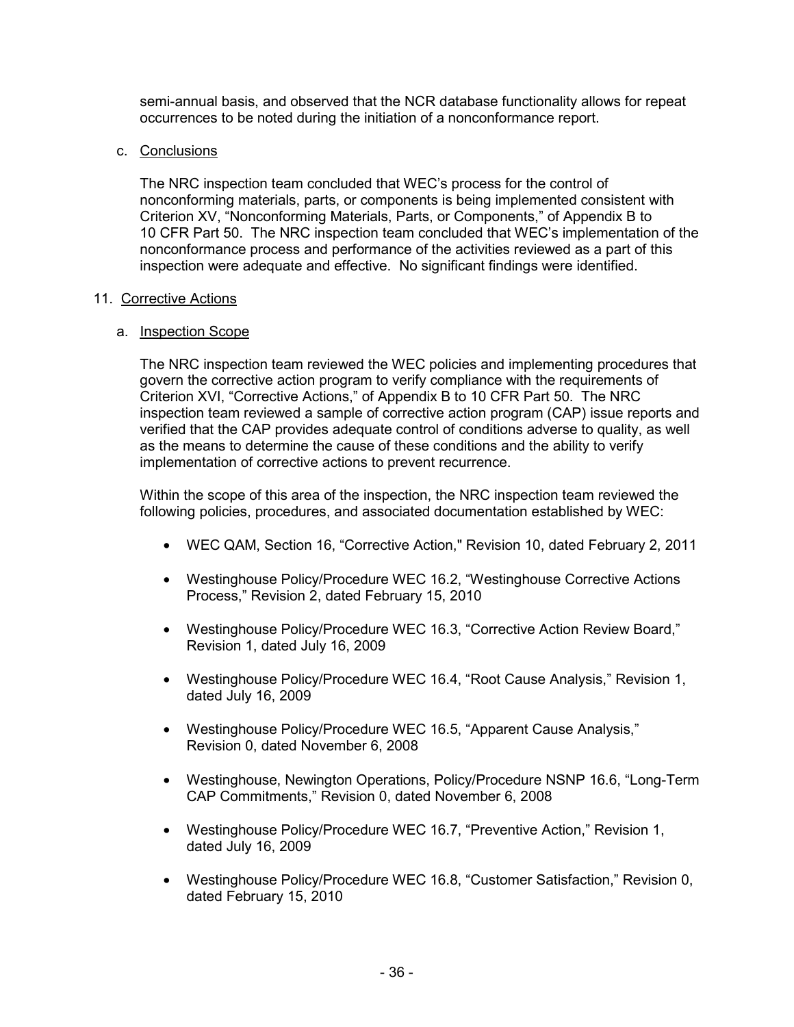semi-annual basis, and observed that the NCR database functionality allows for repeat occurrences to be noted during the initiation of a nonconformance report.

c. Conclusions

The NRC inspection team concluded that WEC's process for the control of nonconforming materials, parts, or components is being implemented consistent with Criterion XV, "Nonconforming Materials, Parts, or Components," of Appendix B to 10 CFR Part 50. The NRC inspection team concluded that WEC's implementation of the nonconformance process and performance of the activities reviewed as a part of this inspection were adequate and effective. No significant findings were identified.

## 11. Corrective Actions

a. Inspection Scope

The NRC inspection team reviewed the WEC policies and implementing procedures that govern the corrective action program to verify compliance with the requirements of Criterion XVI, "Corrective Actions," of Appendix B to 10 CFR Part 50. The NRC inspection team reviewed a sample of corrective action program (CAP) issue reports and verified that the CAP provides adequate control of conditions adverse to quality, as well as the means to determine the cause of these conditions and the ability to verify implementation of corrective actions to prevent recurrence.

Within the scope of this area of the inspection, the NRC inspection team reviewed the following policies, procedures, and associated documentation established by WEC:

- WEC QAM, Section 16, "Corrective Action," Revision 10, dated February 2, 2011
- Westinghouse Policy/Procedure WEC 16.2, "Westinghouse Corrective Actions Process," Revision 2, dated February 15, 2010
- Westinghouse Policy/Procedure WEC 16.3, "Corrective Action Review Board," Revision 1, dated July 16, 2009
- Westinghouse Policy/Procedure WEC 16.4, "Root Cause Analysis," Revision 1, dated July 16, 2009
- Westinghouse Policy/Procedure WEC 16.5, "Apparent Cause Analysis," Revision 0, dated November 6, 2008
- Westinghouse, Newington Operations, Policy/Procedure NSNP 16.6, "Long-Term CAP Commitments," Revision 0, dated November 6, 2008
- Westinghouse Policy/Procedure WEC 16.7, "Preventive Action," Revision 1, dated July 16, 2009
- Westinghouse Policy/Procedure WEC 16.8, "Customer Satisfaction," Revision 0, dated February 15, 2010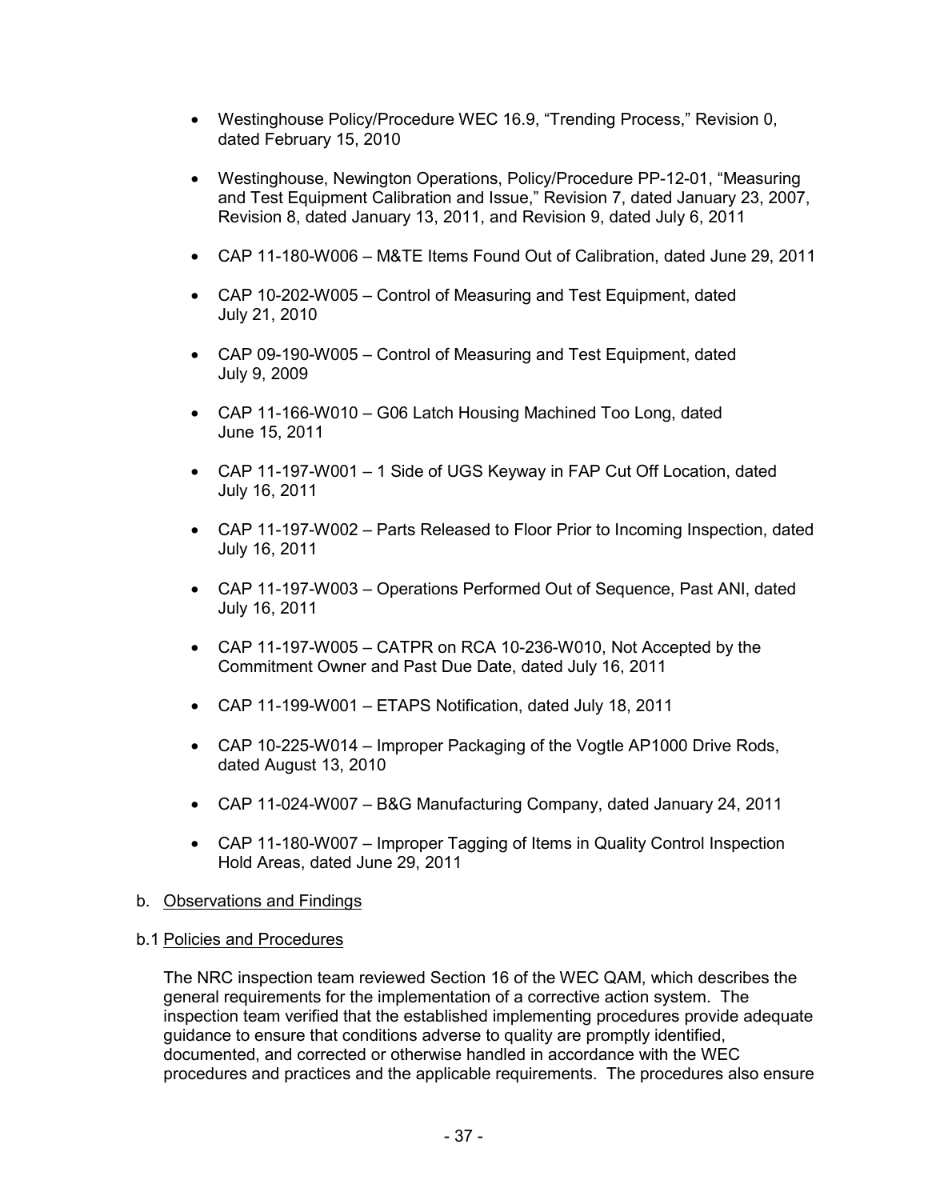- Westinghouse Policy/Procedure WEC 16.9, "Trending Process," Revision 0, dated February 15, 2010
- Westinghouse, Newington Operations, Policy/Procedure PP-12-01, "Measuring and Test Equipment Calibration and Issue," Revision 7, dated January 23, 2007, Revision 8, dated January 13, 2011, and Revision 9, dated July 6, 2011
- CAP 11-180-W006 – M&TE Items Found Out of Calibration, dated June 29, 2011
- CAP 10-202-W005 – Control of Measuring and Test Equipment, dated July 21, 2010
- CAP 09-190-W005 – Control of Measuring and Test Equipment, dated July 9, 2009
- CAP 11-166-W010 – G06 Latch Housing Machined Too Long, dated June 15, 2011
- CAP 11-197-W001 – 1 Side of UGS Keyway in FAP Cut Off Location, dated July 16, 2011
- CAP 11-197-W002 – Parts Released to Floor Prior to Incoming Inspection, dated July 16, 2011
- CAP 11-197-W003 – Operations Performed Out of Sequence, Past ANI, dated July 16, 2011
- CAP 11-197-W005 – CATPR on RCA 10-236-W010, Not Accepted by the Commitment Owner and Past Due Date, dated July 16, 2011
- CAP 11-199-W001 – ETAPS Notification, dated July 18, 2011
- CAP 10-225-W014 – Improper Packaging of the Vogtle AP1000 Drive Rods, dated August 13, 2010
- CAP 11-024-W007 – B&G Manufacturing Company, dated January 24, 2011
- CAP 11-180-W007 – Improper Tagging of Items in Quality Control Inspection Hold Areas, dated June 29, 2011

b. Observations and Findings

b.1 Policies and Procedures

The NRC inspection team reviewed Section 16 of the WEC QAM, which describes the general requirements for the implementation of a corrective action system. The inspection team verified that the established implementing procedures provide adequate guidance to ensure that conditions adverse to quality are promptly identified, documented, and corrected or otherwise handled in accordance with the WEC procedures and practices and the applicable requirements. The procedures also ensure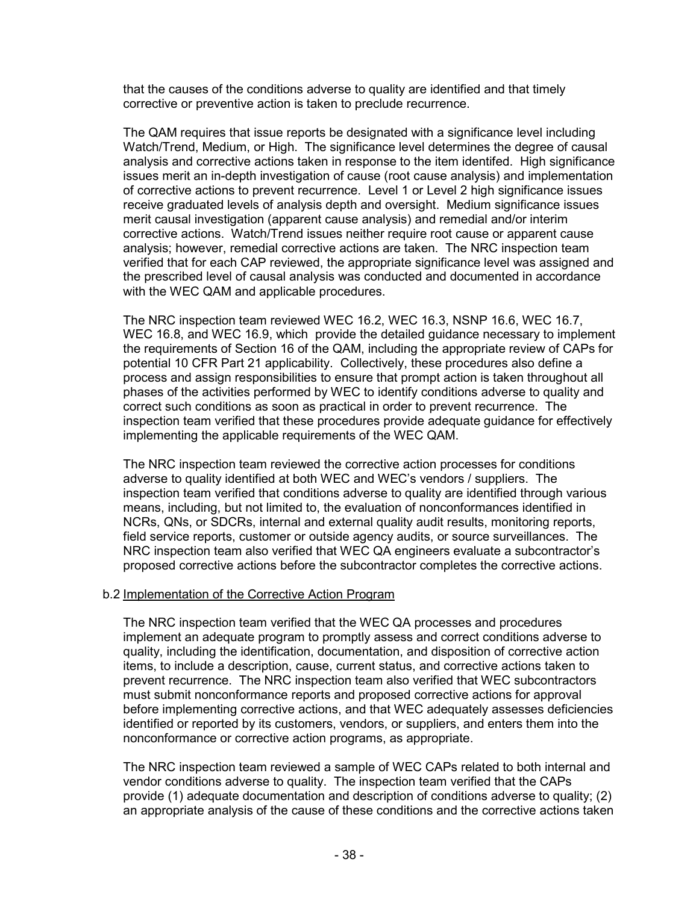that the causes of the conditions adverse to quality are identified and that timely corrective or preventive action is taken to preclude recurrence.

The QAM requires that issue reports be designated with a significance level including Watch/Trend, Medium, or High. The significance level determines the degree of causal analysis and corrective actions taken in response to the item identifed. High significance issues merit an in-depth investigation of cause (root cause analysis) and implementation of corrective actions to prevent recurrence. Level 1 or Level 2 high significance issues receive graduated levels of analysis depth and oversight. Medium significance issues merit causal investigation (apparent cause analysis) and remedial and/or interim corrective actions. Watch/Trend issues neither require root cause or apparent cause analysis; however, remedial corrective actions are taken. The NRC inspection team verified that for each CAP reviewed, the appropriate significance level was assigned and the prescribed level of causal analysis was conducted and documented in accordance with the WEC QAM and applicable procedures.

The NRC inspection team reviewed WEC 16.2, WEC 16.3, NSNP 16.6, WEC 16.7, WEC 16.8, and WEC 16.9, which provide the detailed guidance necessary to implement the requirements of Section 16 of the QAM, including the appropriate review of CAPs for potential 10 CFR Part 21 applicability. Collectively, these procedures also define a process and assign responsibilities to ensure that prompt action is taken throughout all phases of the activities performed by WEC to identify conditions adverse to quality and correct such conditions as soon as practical in order to prevent recurrence. The inspection team verified that these procedures provide adequate guidance for effectively implementing the applicable requirements of the WEC QAM.

The NRC inspection team reviewed the corrective action processes for conditions adverse to quality identified at both WEC and WEC's vendors / suppliers. The inspection team verified that conditions adverse to quality are identified through various means, including, but not limited to, the evaluation of nonconformances identified in NCRs, QNs, or SDCRs, internal and external quality audit results, monitoring reports, field service reports, customer or outside agency audits, or source surveillances. The NRC inspection team also verified that WEC QA engineers evaluate a subcontractor's proposed corrective actions before the subcontractor completes the corrective actions.

b.2 Implementation of the Corrective Action Program

The NRC inspection team verified that the WEC QA processes and procedures implement an adequate program to promptly assess and correct conditions adverse to quality, including the identification, documentation, and disposition of corrective action items, to include a description, cause, current status, and corrective actions taken to prevent recurrence. The NRC inspection team also verified that WEC subcontractors must submit nonconformance reports and proposed corrective actions for approval before implementing corrective actions, and that WEC adequately assesses deficiencies identified or reported by its customers, vendors, or suppliers, and enters them into the nonconformance or corrective action programs, as appropriate.

The NRC inspection team reviewed a sample of WEC CAPs related to both internal and vendor conditions adverse to quality. The inspection team verified that the CAPs provide (1) adequate documentation and description of conditions adverse to quality; (2) an appropriate analysis of the cause of these conditions and the corrective actions taken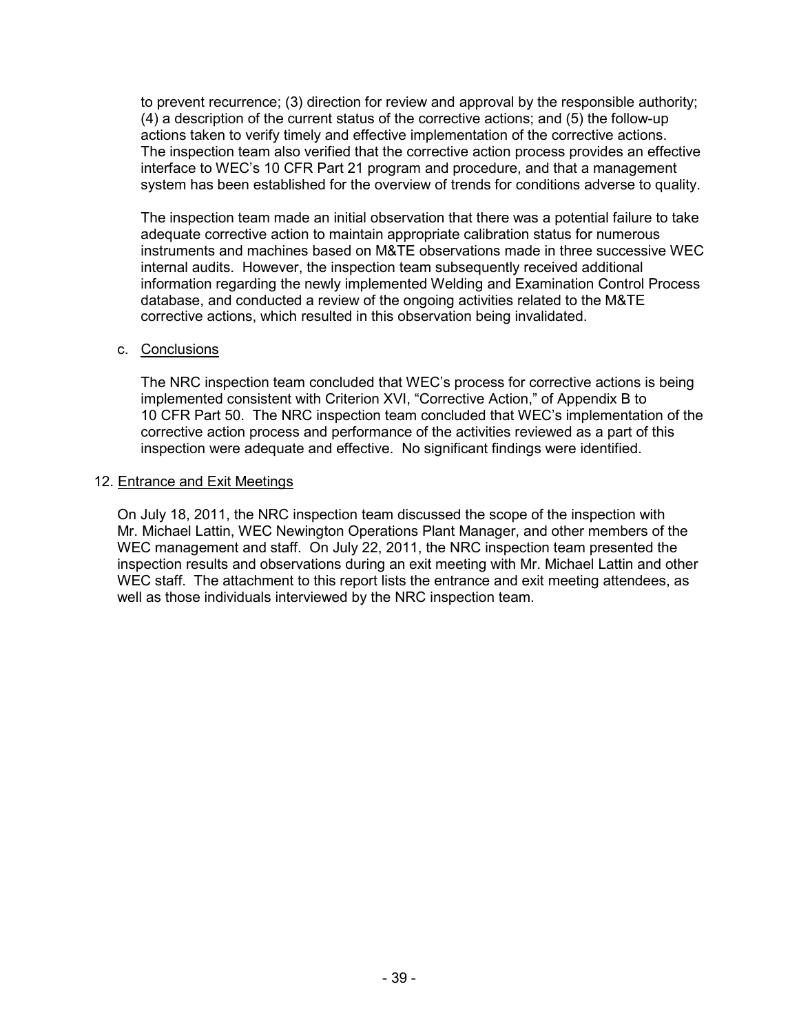to prevent recurrence; (3) direction for review and approval by the responsible authority; (4) a description of the current status of the corrective actions; and (5) the follow-up actions taken to verify timely and effective implementation of the corrective actions. The inspection team also verified that the corrective action process provides an effective interface to WEC's 10 CFR Part 21 program and procedure, and that a management system has been established for the overview of trends for conditions adverse to quality.

The inspection team made an initial observation that there was a potential failure to take adequate corrective action to maintain appropriate calibration status for numerous instruments and machines based on M&TE observations made in three successive WEC internal audits. However, the inspection team subsequently received additional information regarding the newly implemented Welding and Examination Control Process database, and conducted a review of the ongoing activities related to the M&TE corrective actions, which resulted in this observation being invalidated.

c. Conclusions

The NRC inspection team concluded that WEC's process for corrective actions is being implemented consistent with Criterion XVI, "Corrective Action," of Appendix B to 10 CFR Part 50. The NRC inspection team concluded that WEC's implementation of the corrective action process and performance of the activities reviewed as a part of this inspection were adequate and effective. No significant findings were identified.

## 12. Entrance and Exit Meetings

On July 18, 2011, the NRC inspection team discussed the scope of the inspection with Mr. Michael Lattin, WEC Newington Operations Plant Manager, and other members of the WEC management and staff. On July 22, 2011, the NRC inspection team presented the inspection results and observations during an exit meeting with Mr. Michael Lattin and other WEC staff. The attachment to this report lists the entrance and exit meeting attendees, as well as those individuals interviewed by the NRC inspection team.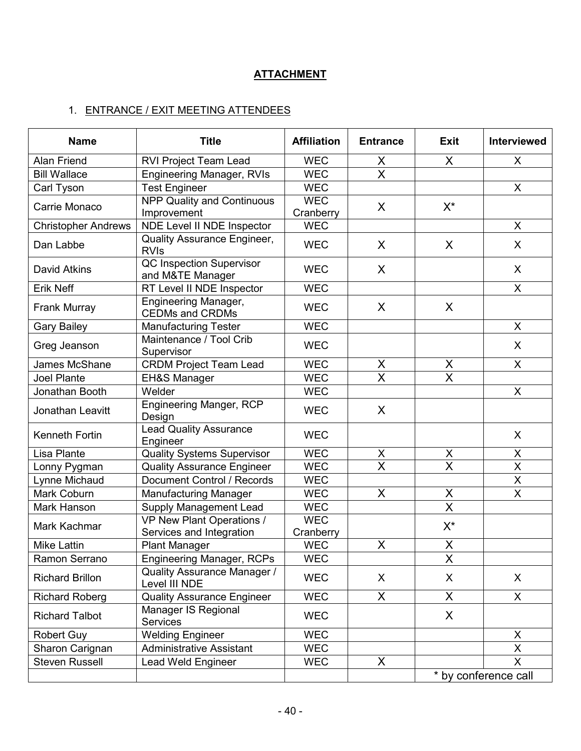## ATTACHMENT

1. ENTRANCE / EXIT MEETING ATTENDEES

| Name | Title | Affiliation | Entrance | Exit | Interviewed |
|---|---|---|---|---|---|
| Alan Friend | RVI Project Team Lead | WEC | X | X | X |
| Bill Wallace | Engineering Manager, RVIs | WEC | X | | |
| Carl Tyson | Test Engineer | WEC | | | X |
| Carrie Monaco | NPP Quality and Continuous Improvement | WEC Cranberry | X | X* | |
| Christopher Andrews | NDE Level II NDE Inspector | WEC | | | X |
| Dan Labbe | Quality Assurance Engineer, RVIs | WEC | X | X | X |
| David Atkins | QC Inspection Supervisor and M&TE Manager | WEC | X | | X |
| Erik Neff | RT Level II NDE Inspector | WEC | | | X |
| Frank Murray | Engineering Manager, CEDMs and CRDMs | WEC | X | X | |
| Gary Bailey | Manufacturing Tester | WEC | | | X |
| Greg Jeanson | Maintenance / Tool Crib Supervisor | WEC | | | X |
| James McShane | CRDM Project Team Lead | WEC | X | X | X |
| Joel Plante | EH&S Manager | WEC | X | X | |
| Jonathan Booth | Welder | WEC | | | X |
| Jonathan Leavitt | Engineering Manger, RCP Design | WEC | X | | |
| Kenneth Fortin | Lead Quality Assurance Engineer | WEC | | | X |
| Lisa Plante | Quality Systems Supervisor | WEC | X | X | X |
| Lonny Pygman | Quality Assurance Engineer | WEC | X | X | X |
| Lynne Michaud | Document Control / Records | WEC | | | X |
| Mark Coburn | Manufacturing Manager | WEC | X | X | X |
| Mark Hanson | Supply Management Lead | WEC | | X | |
| Mark Kachmar | VP New Plant Operations / Services and Integration | WEC Cranberry | | X* | |
| Mike Lattin | Plant Manager | WEC | X | X | |
| Ramon Serrano | Engineering Manager, RCPs | WEC | | X | |
| Richard Brillon | Quality Assurance Manager / Level III NDE | WEC | X | X | X |
| Richard Roberg | Quality Assurance Engineer | WEC | X | X | X |
| Richard Talbot | Manager IS Regional Services | WEC | | X | |
| Robert Guy | Welding Engineer | WEC | | | X |
| Sharon Carignan | Administrative Assistant | WEC | | | X |
| Steven Russell | Lead Weld Engineer | WEC | X | | X |
| | | | | * by conference call | |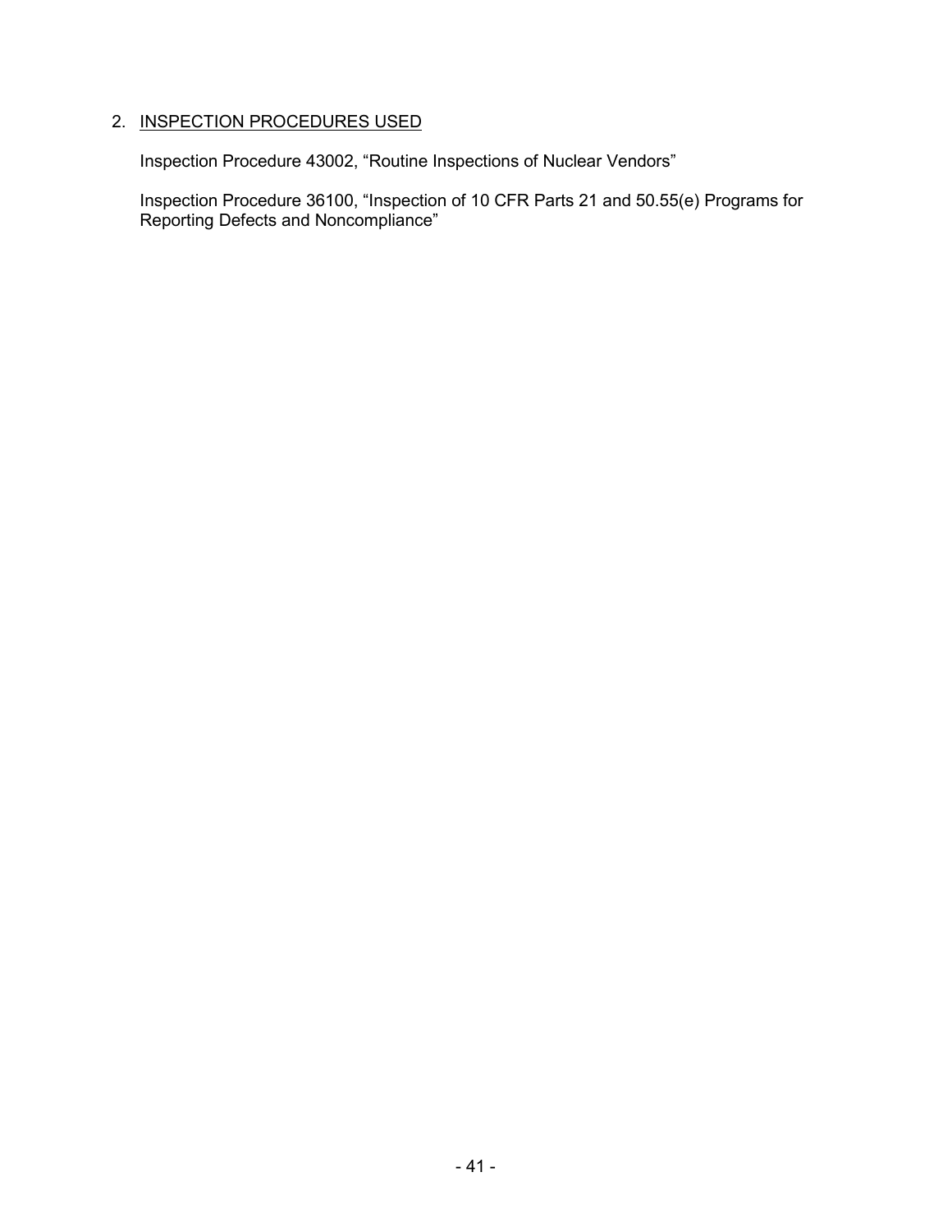## 2. INSPECTION PROCEDURES USED

Inspection Procedure 43002, "Routine Inspections of Nuclear Vendors"

Inspection Procedure 36100, "Inspection of 10 CFR Parts 21 and 50.55(e) Programs for Reporting Defects and Noncompliance"